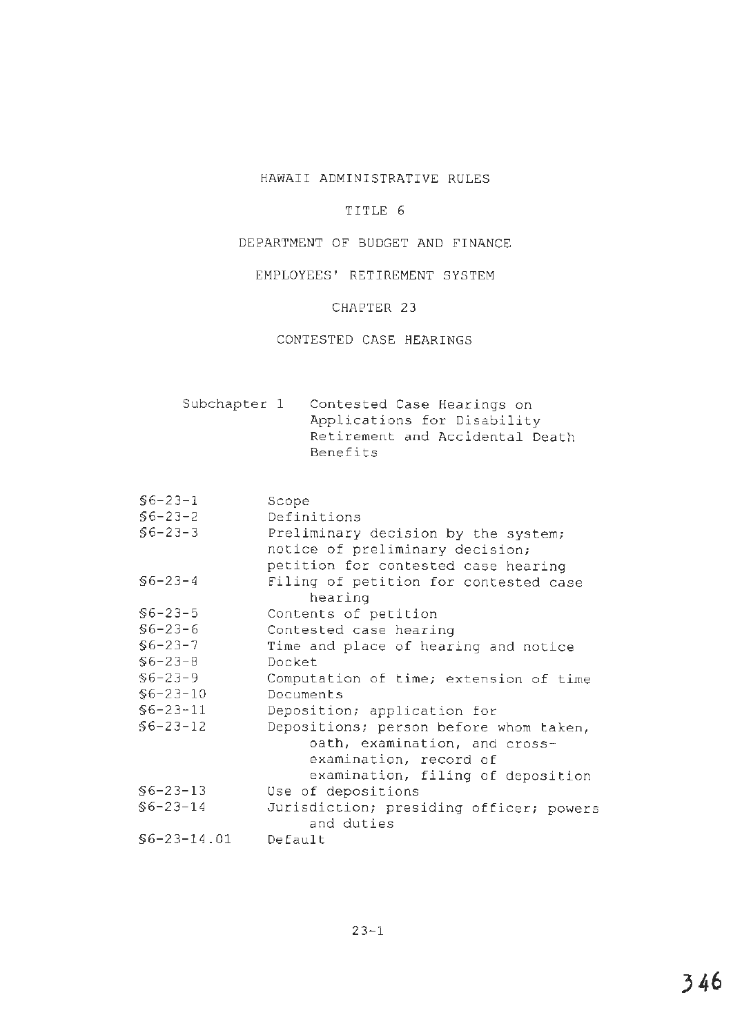# HAWAII ADMINISTRATIVE RULES

## TITLE 6

## DEPARTMENT OF BUDGET AND FINANCE

## EMPLOYEES' RETIREMENT SYSTEM

## CHAPTER 23

## CONTESTED CASE HEARINGS

Subchapter 1 Contested Case Hearings on Applications for Disability Retirement and Accidental Death Benefits

| | |
|---|---|
| §6-23-1 | Scope |
| §6-23-2 | Definitions |
| §6-23-3 | Preliminary decision by the system; notice of preliminary decision; petition for contested case hearing |
| §6-23-4 | Filing of petition for contested case hearing |
| §6-23-5 | Contents of petition |
| §6-23-6 | Contested case hearing |
| §6-23-7 | Time and place of hearing and notice |
| §6-23-8 | Docket |
| §6-23-9 | Computation of time; extension of time |
| §6-23-10 | Documents |
| §6-23-11 | Deposition; application for |
| §6-23-12 | Depositions; person before whom taken, oath, examination, and cross-examination, record of examination, filing of deposition |
| §6-23-13 | Use of depositions |
| §6-23-14 | Jurisdiction; presiding officer; powers and duties |
| §6-23-14.01 | Default |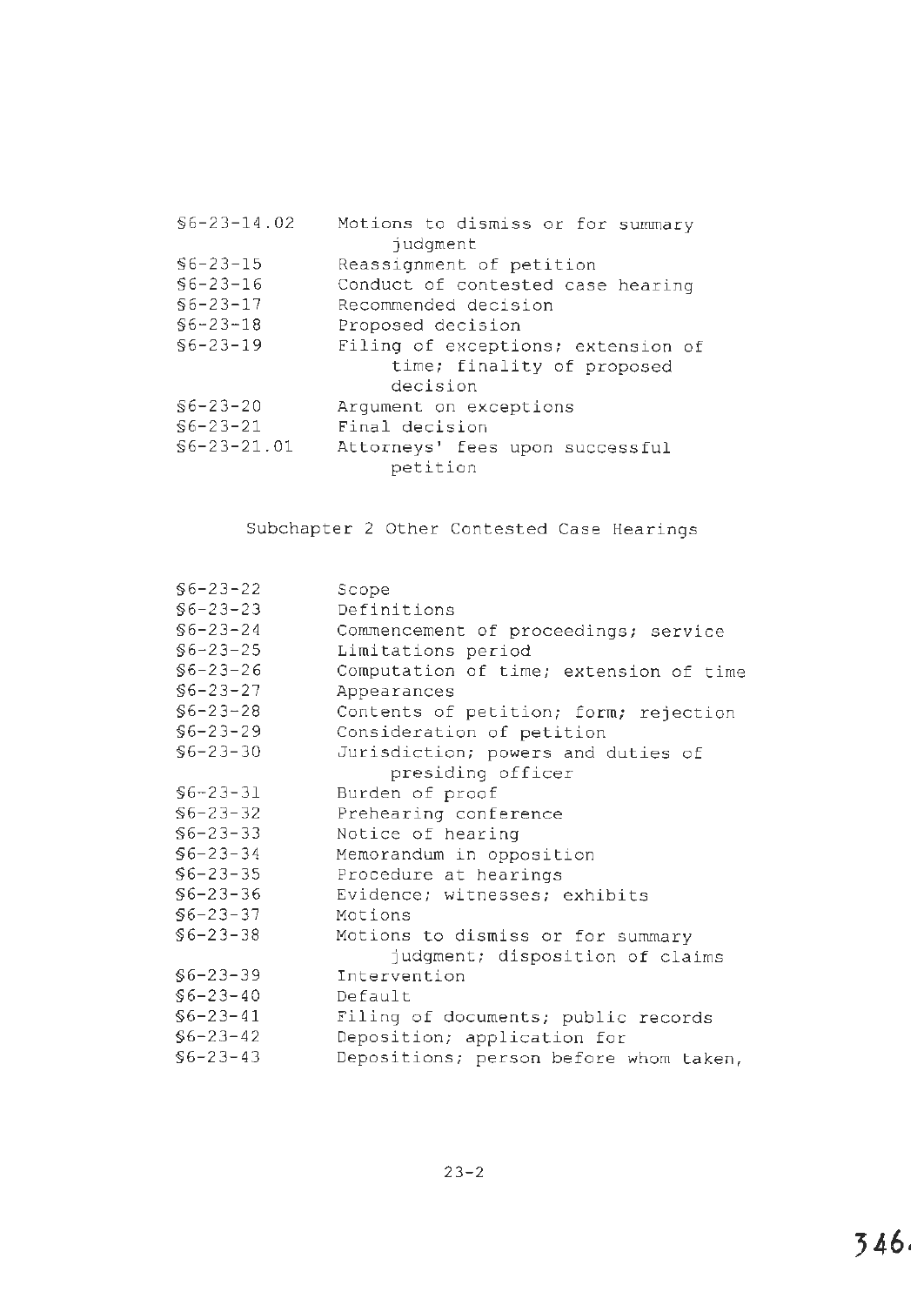§6-23-14.02 Motions to dismiss or for summary judgment
§6-23-15 Reassignment of petition
§6-23-16 Conduct of contested case hearing
§6-23-17 Recommended decision
§6-23-18 Proposed decision
§6-23-19 Filing of exceptions; extension of time; finality of proposed decision
§6-23-20 Argument on exceptions
§6-23-21 Final decision
§6-23-21.01 Attorneys' fees upon successful petition

## Subchapter 2 Other Contested Case Hearings

§6-23-22 Scope
§6-23-23 Definitions
§6-23-24 Commencement of proceedings; service
§6-23-25 Limitations period
§6-23-26 Computation of time; extension of time
§6-23-27 Appearances
§6-23-28 Contents of petition; form; rejection
§6-23-29 Consideration of petition
§6-23-30 Jurisdiction; powers and duties of presiding officer
§6-23-31 Burden of proof
§6-23-32 Prehearing conference
§6-23-33 Notice of hearing
§6-23-34 Memorandum in opposition
§6-23-35 Procedure at hearings
§6-23-36 Evidence; witnesses; exhibits
§6-23-37 Motions
§6-23-38 Motions to dismiss or for summary judgment; disposition of claims
§6-23-39 Intervention
§6-23-40 Default
§6-23-41 Filing of documents; public records
§6-23-42 Deposition; application for
§6-23-43 Depositions; person before whom taken,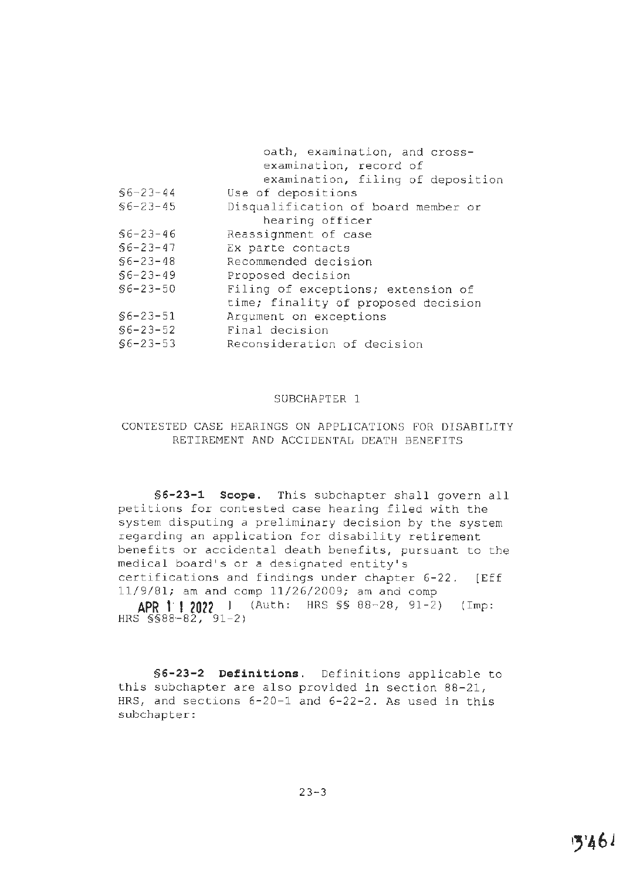| | |
|---|---|
| | oath, examination, and cross-examination, record of examination, filing of deposition |
| §6-23-44 | Use of depositions |
| §6-23-45 | Disqualification of board member or hearing officer |
| §6-23-46 | Reassignment of case |
| §6-23-47 | Ex parte contacts |
| §6-23-48 | Recommended decision |
| §6-23-49 | Proposed decision |
| §6-23-50 | Filing of exceptions; extension of time; finality of proposed decision |
| §6-23-51 | Argument on exceptions |
| §6-23-52 | Final decision |
| §6-23-53 | Reconsideration of decision |

## SUBCHAPTER 1

## CONTESTED CASE HEARINGS ON APPLICATIONS FOR DISABILITY RETIREMENT AND ACCIDENTAL DEATH BENEFITS

**§6-23-1 Scope.** This subchapter shall govern all petitions for contested case hearing filed with the system disputing a preliminary decision by the system regarding an application for disability retirement benefits or accidental death benefits, pursuant to the medical board's or a designated entity's certifications and findings under chapter 6-22. [Eff 11/9/81; am and comp 11/26/2009; am and comp APR 11 2022 ] (Auth: HRS §§ 88-28, 91-2) (Imp: HRS §§88-82, 91-2)

**§6-23-2 Definitions.** Definitions applicable to this subchapter are also provided in section 88-21, HRS, and sections 6-20-1 and 6-22-2. As used in this subchapter: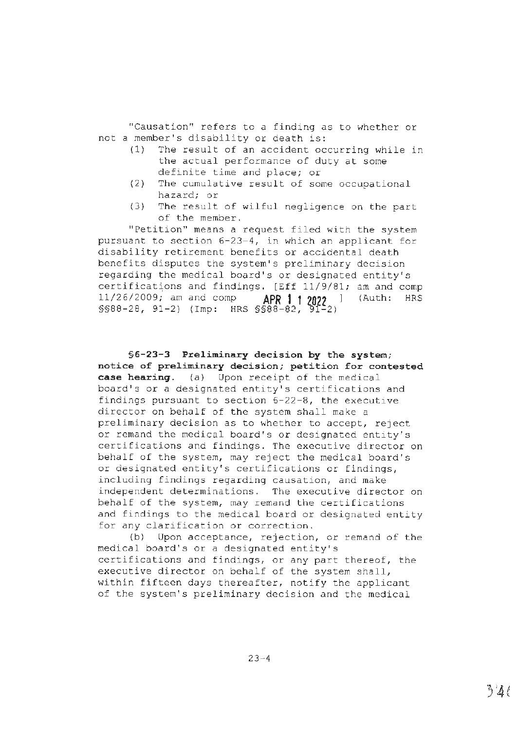"Causation" refers to a finding as to whether or not a member's disability or death is:

(1) The result of an accident occurring while in the actual performance of duty at some definite time and place; or

(2) The cumulative result of some occupational hazard; or

(3) The result of wilful negligence on the part of the member.

"Petition" means a request filed with the system pursuant to section 6-23-4, in which an applicant for disability retirement benefits or accidental death benefits disputes the system's preliminary decision regarding the medical board's or designated entity's certifications and findings. [Eff 11/9/81; am and comp 11/26/2009; am and comp APR 11 2022 ] (Auth: HRS §§88-28, 91-2) (Imp: HRS §§88-82, 91-2)

**§6-23-3 Preliminary decision by the system; notice of preliminary decision; petition for contested case hearing.** (a) Upon receipt of the medical board's or a designated entity's certifications and findings pursuant to section 6-22-8, the executive director on behalf of the system shall make a preliminary decision as to whether to accept, reject or remand the medical board's or designated entity's certifications and findings. The executive director on behalf of the system, may reject the medical board's or designated entity's certifications or findings, including findings regarding causation, and make independent determinations. The executive director on behalf of the system, may remand the certifications and findings to the medical board or designated entity for any clarification or correction.

(b) Upon acceptance, rejection, or remand of the medical board's or a designated entity's certifications and findings, or any part thereof, the executive director on behalf of the system shall, within fifteen days thereafter, notify the applicant of the system's preliminary decision and the medical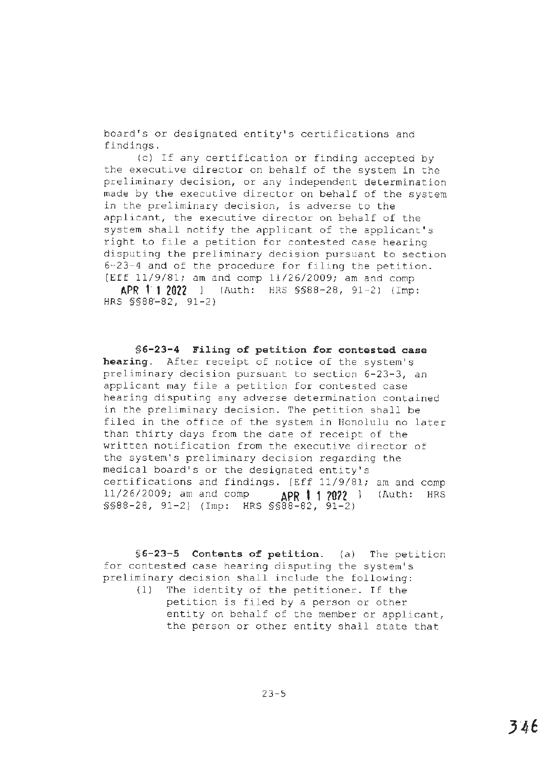board's or designated entity's certifications and findings.

(c) If any certification or finding accepted by the executive director on behalf of the system in the preliminary decision, or any independent determination made by the executive director on behalf of the system in the preliminary decision, is adverse to the applicant, the executive director on behalf of the system shall notify the applicant of the applicant's right to file a petition for contested case hearing disputing the preliminary decision pursuant to section 6-23-4 and of the procedure for filing the petition. [Eff 11/9/81; am and comp 11/26/2009; am and comp **APR 11 2022** ] (Auth: HRS §§88-28, 91-2) (Imp: HRS §§88-82, 91-2)

**§6-23-4 Filing of petition for contested case hearing.** After receipt of notice of the system's preliminary decision pursuant to section 6-23-3, an applicant may file a petition for contested case hearing disputing any adverse determination contained in the preliminary decision. The petition shall be filed in the office of the system in Honolulu no later than thirty days from the date of receipt of the written notification from the executive director of the system's preliminary decision regarding the medical board's or the designated entity's certifications and findings. [Eff 11/9/81; am and comp 11/26/2009; am and comp **APR 11 2022** ] (Auth: HRS §§88-28, 91-2) (Imp: HRS §§88-82, 91-2)

**§6-23-5 Contents of petition.** (a) The petition for contested case hearing disputing the system's preliminary decision shall include the following:

(1) The identity of the petitioner. If the petition is filed by a person or other entity on behalf of the member or applicant, the person or other entity shall state that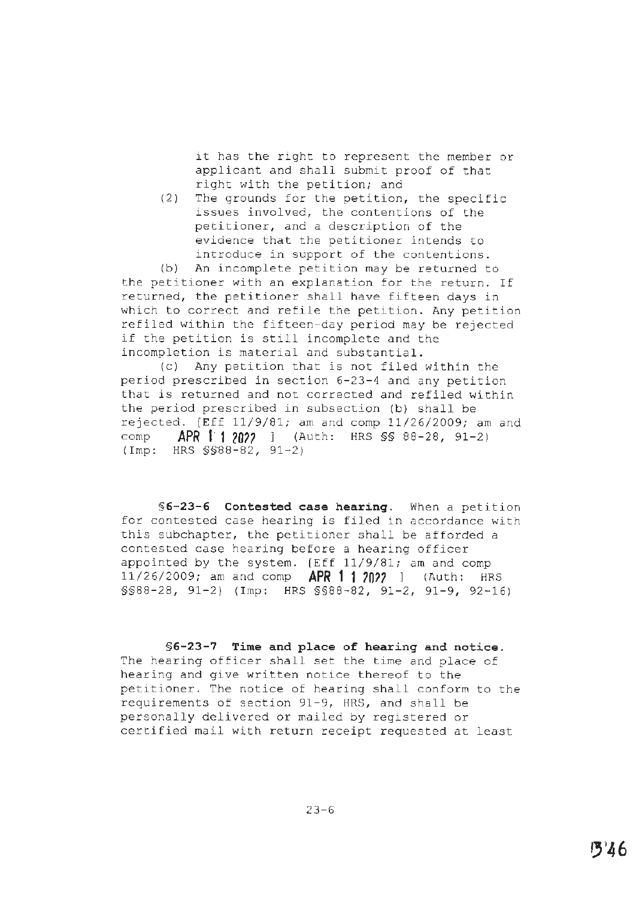it has the right to represent the member or applicant and shall submit proof of that right with the petition; and

(2) The grounds for the petition, the specific issues involved, the contentions of the petitioner, and a description of the evidence that the petitioner intends to introduce in support of the contentions.

(b) An incomplete petition may be returned to the petitioner with an explanation for the return. If returned, the petitioner shall have fifteen days in which to correct and refile the petition. Any petition refiled within the fifteen-day period may be rejected if the petition is still incomplete and the incompletion is material and substantial.

(c) Any petition that is not filed within the period prescribed in section 6-23-4 and any petition that is returned and not corrected and refiled within the period prescribed in subsection (b) shall be rejected. [Eff 11/9/81; am and comp 11/26/2009; am and comp **APR 1 1 2022** ] (Auth: HRS §§ 88-28, 91-2) (Imp: HRS §§88-82, 91-2)

**§6-23-6 Contested case hearing.** When a petition for contested case hearing is filed in accordance with this subchapter, the petitioner shall be afforded a contested case hearing before a hearing officer appointed by the system. [Eff 11/9/81; am and comp 11/26/2009; am and comp **APR 1 1 2022** ] (Auth: HRS §§88-28, 91-2) (Imp: HRS §§88-82, 91-2, 91-9, 92-16)

**§6-23-7 Time and place of hearing and notice.** The hearing officer shall set the time and place of hearing and give written notice thereof to the petitioner. The notice of hearing shall conform to the requirements of section 91-9, HRS, and shall be personally delivered or mailed by registered or certified mail with return receipt requested at least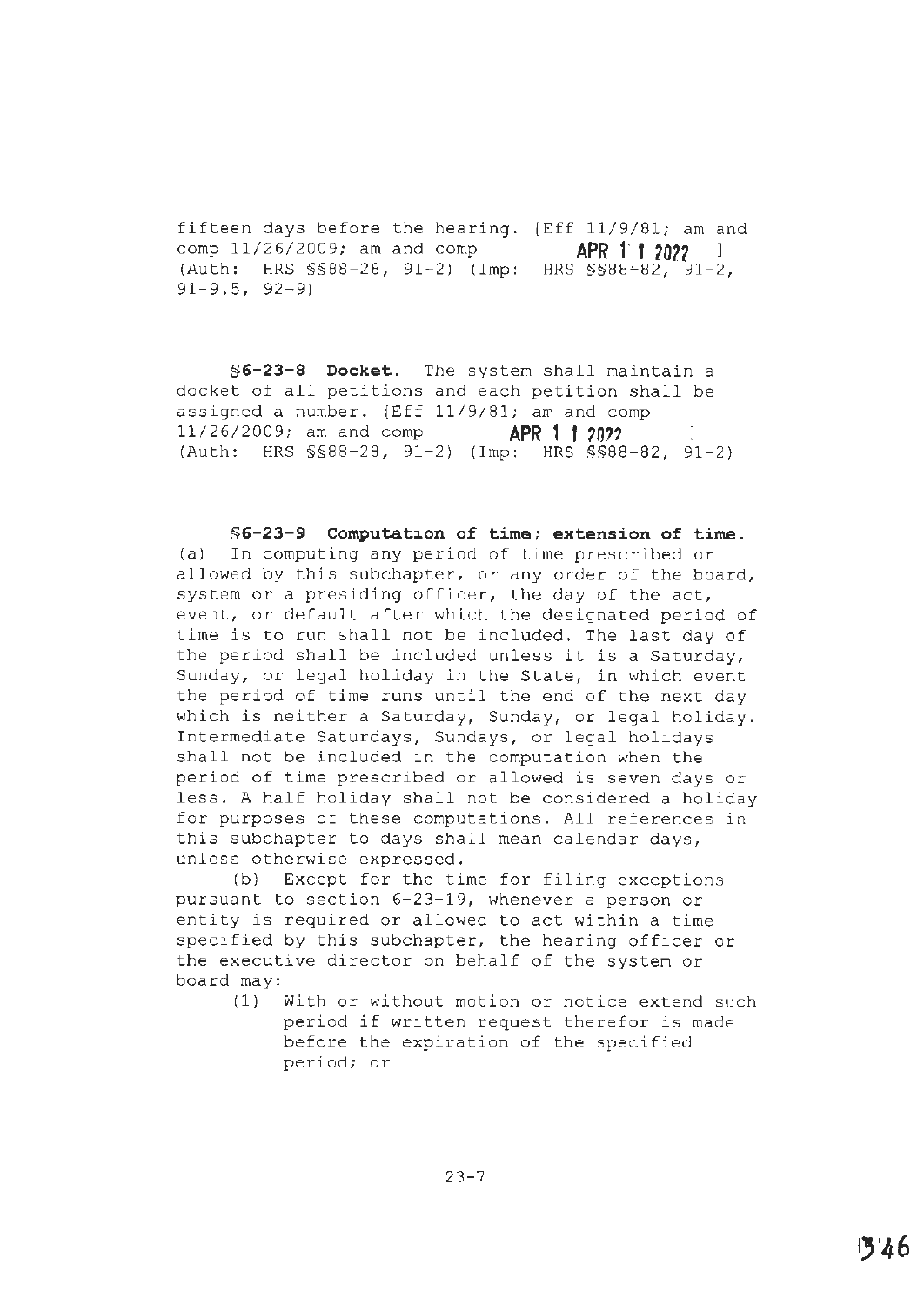fifteen days before the hearing. [Eff 11/9/81; am and comp 11/26/2009; am and comp **APR 11 2022** ] (Auth: HRS §§88-28, 91-2) (Imp: HRS §§88-82, 91-2, 91-9.5, 92-9)

**§6-23-8 Docket.** The system shall maintain a docket of all petitions and each petition shall be assigned a number. [Eff 11/9/81; am and comp 11/26/2009; am and comp **APR 11 2022** ] (Auth: HRS §§88-28, 91-2) (Imp: HRS §§88-82, 91-2)

**§6-23-9 Computation of time; extension of time.** (a) In computing any period of time prescribed or allowed by this subchapter, or any order of the board, system or a presiding officer, the day of the act, event, or default after which the designated period of time is to run shall not be included. The last day of the period shall be included unless it is a Saturday, Sunday, or legal holiday in the State, in which event the period of time runs until the end of the next day which is neither a Saturday, Sunday, or legal holiday. Intermediate Saturdays, Sundays, or legal holidays shall not be included in the computation when the period of time prescribed or allowed is seven days or less. A half holiday shall not be considered a holiday for purposes of these computations. All references in this subchapter to days shall mean calendar days, unless otherwise expressed.

(b) Except for the time for filing exceptions pursuant to section 6-23-19, whenever a person or entity is required or allowed to act within a time specified by this subchapter, the hearing officer or the executive director on behalf of the system or board may:

(1) With or without motion or notice extend such period if written request therefor is made before the expiration of the specified period; or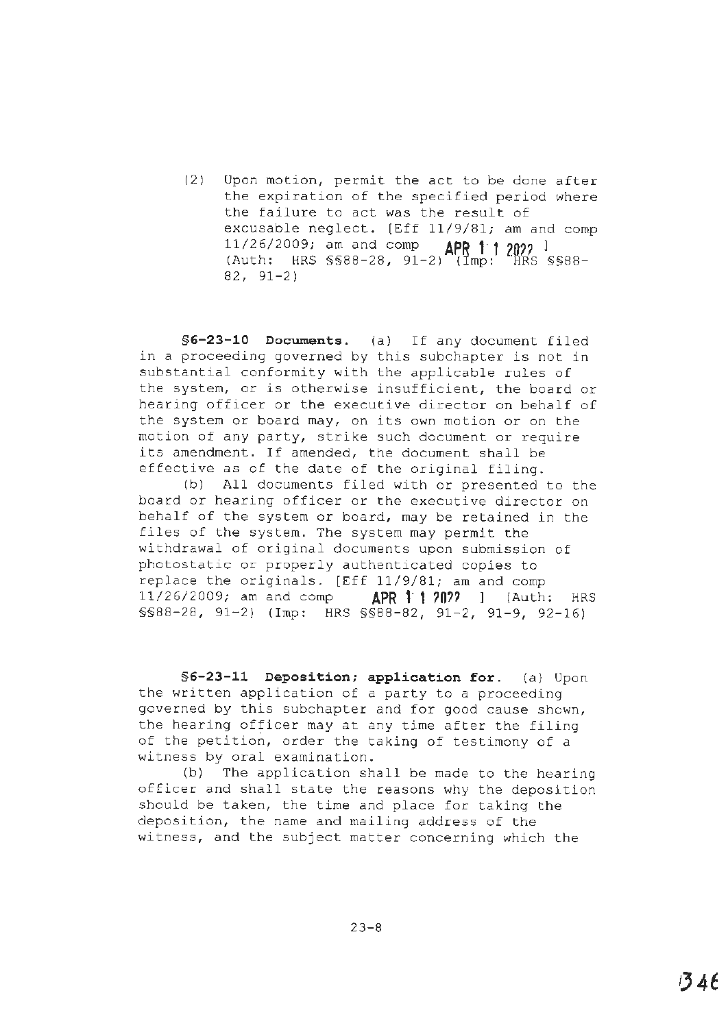(2) Upon motion, permit the act to be done after the expiration of the specified period where the failure to act was the result of excusable neglect. [Eff 11/9/81; am and comp 11/26/2009; am and comp **APR 11 2022** ] (Auth: HRS §§88-28, 91-2) (Imp: HRS §§88-82, 91-2)

**§6-23-10 Documents.** (a) If any document filed in a proceeding governed by this subchapter is not in substantial conformity with the applicable rules of the system, or is otherwise insufficient, the board or hearing officer or the executive director on behalf of the system or board may, on its own motion or on the motion of any party, strike such document or require its amendment. If amended, the document shall be effective as of the date of the original filing.

(b) All documents filed with or presented to the board or hearing officer or the executive director on behalf of the system or board, may be retained in the files of the system. The system may permit the withdrawal of original documents upon submission of photostatic or properly authenticated copies to replace the originals. [Eff 11/9/81; am and comp 11/26/2009; am and comp **APR 11 2022** ] (Auth: HRS §§88-28, 91-2) (Imp: HRS §§88-82, 91-2, 91-9, 92-16)

**§6-23-11 Deposition; application for.** (a) Upon the written application of a party to a proceeding governed by this subchapter and for good cause shown, the hearing officer may at any time after the filing of the petition, order the taking of testimony of a witness by oral examination.

(b) The application shall be made to the hearing officer and shall state the reasons why the deposition should be taken, the time and place for taking the deposition, the name and mailing address of the witness, and the subject matter concerning which the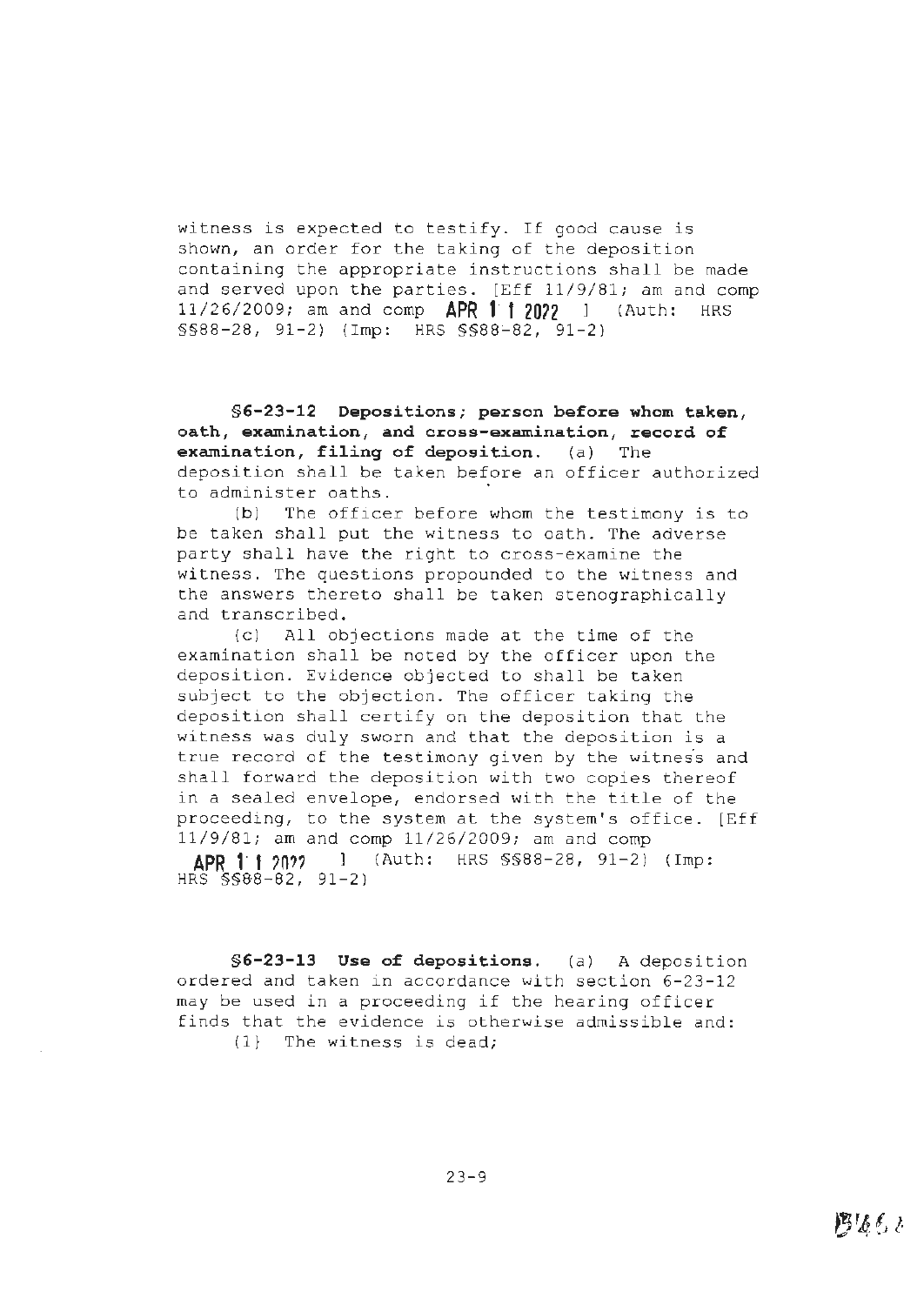witness is expected to testify. If good cause is shown, an order for the taking of the deposition containing the appropriate instructions shall be made and served upon the parties. [Eff 11/9/81; am and comp 11/26/2009; am and comp **APR 11 2022** ] (Auth: HRS §§88-28, 91-2) (Imp: HRS §§88-82, 91-2)

**§6-23-12 Depositions; person before whom taken, oath, examination, and cross-examination, record of examination, filing of deposition.** (a) The deposition shall be taken before an officer authorized to administer oaths.

(b) The officer before whom the testimony is to be taken shall put the witness to oath. The adverse party shall have the right to cross-examine the witness. The questions propounded to the witness and the answers thereto shall be taken stenographically and transcribed.

(c) All objections made at the time of the examination shall be noted by the officer upon the deposition. Evidence objected to shall be taken subject to the objection. The officer taking the deposition shall certify on the deposition that the witness was duly sworn and that the deposition is a true record of the testimony given by the witness and shall forward the deposition with two copies thereof in a sealed envelope, endorsed with the title of the proceeding, to the system at the system's office. [Eff 11/9/81; am and comp 11/26/2009; am and comp **APR 11 2022** ] (Auth: HRS §§88-28, 91-2) (Imp: HRS §§88-82, 91-2)

**§6-23-13 Use of depositions.** (a) A deposition ordered and taken in accordance with section 6-23-12 may be used in a proceeding if the hearing officer finds that the evidence is otherwise admissible and:

(1) The witness is dead;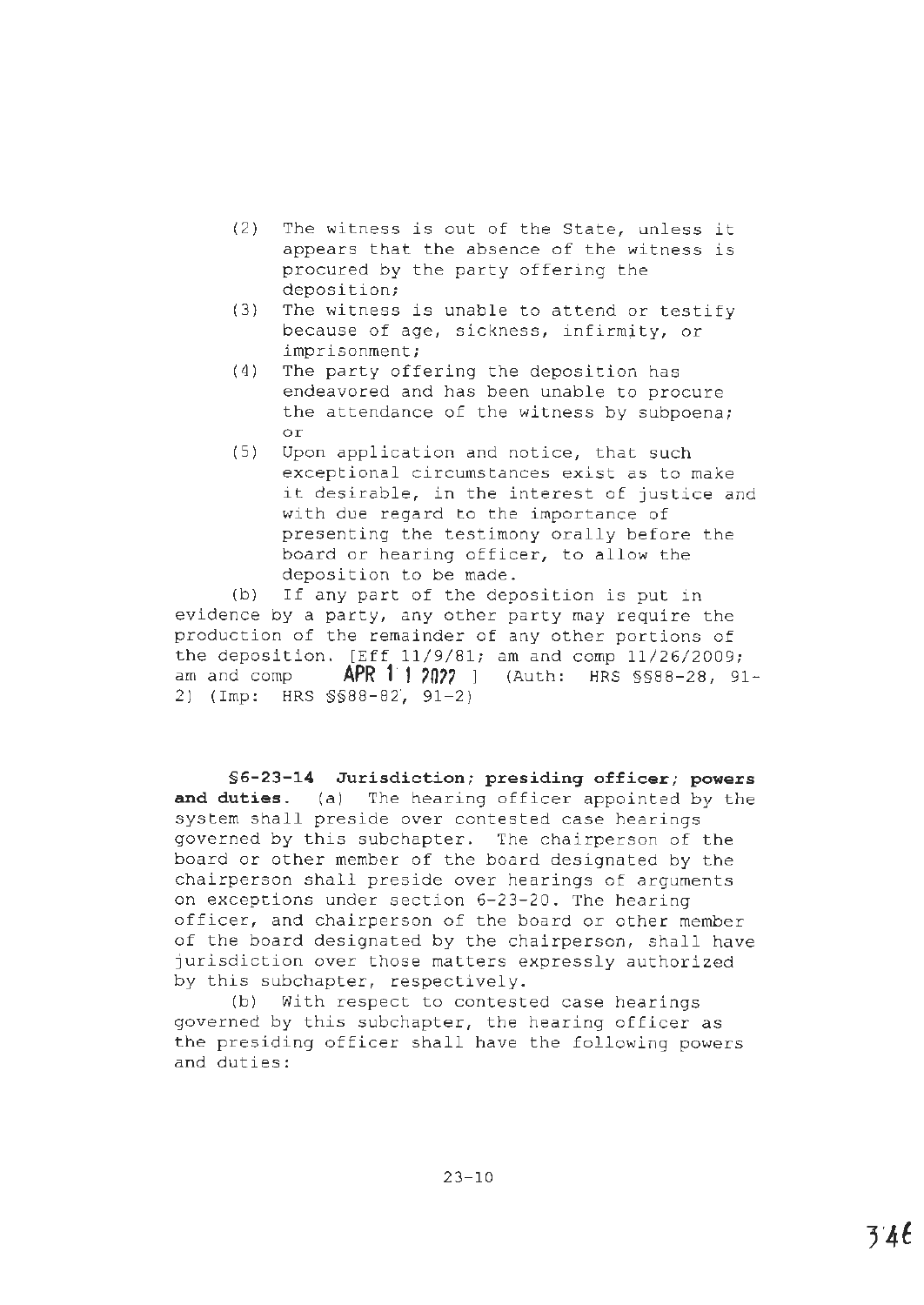(2) The witness is out of the State, unless it appears that the absence of the witness is procured by the party offering the deposition;

(3) The witness is unable to attend or testify because of age, sickness, infirmity, or imprisonment;

(4) The party offering the deposition has endeavored and has been unable to procure the attendance of the witness by subpoena; or

(5) Upon application and notice, that such exceptional circumstances exist as to make it desirable, in the interest of justice and with due regard to the importance of presenting the testimony orally before the board or hearing officer, to allow the deposition to be made.

(b) If any part of the deposition is put in evidence by a party, any other party may require the production of the remainder of any other portions of the deposition. [Eff 11/9/81; am and comp 11/26/2009; am and comp **APR 11 2022** ] (Auth: HRS §§88-28, 91-2) (Imp: HRS §§88-82, 91-2)

**§6-23-14 Jurisdiction; presiding officer; powers and duties.** (a) The hearing officer appointed by the system shall preside over contested case hearings governed by this subchapter. The chairperson of the board or other member of the board designated by the chairperson shall preside over hearings of arguments on exceptions under section 6-23-20. The hearing officer, and chairperson of the board or other member of the board designated by the chairperson, shall have jurisdiction over those matters expressly authorized by this subchapter, respectively.

(b) With respect to contested case hearings governed by this subchapter, the hearing officer as the presiding officer shall have the following powers and duties: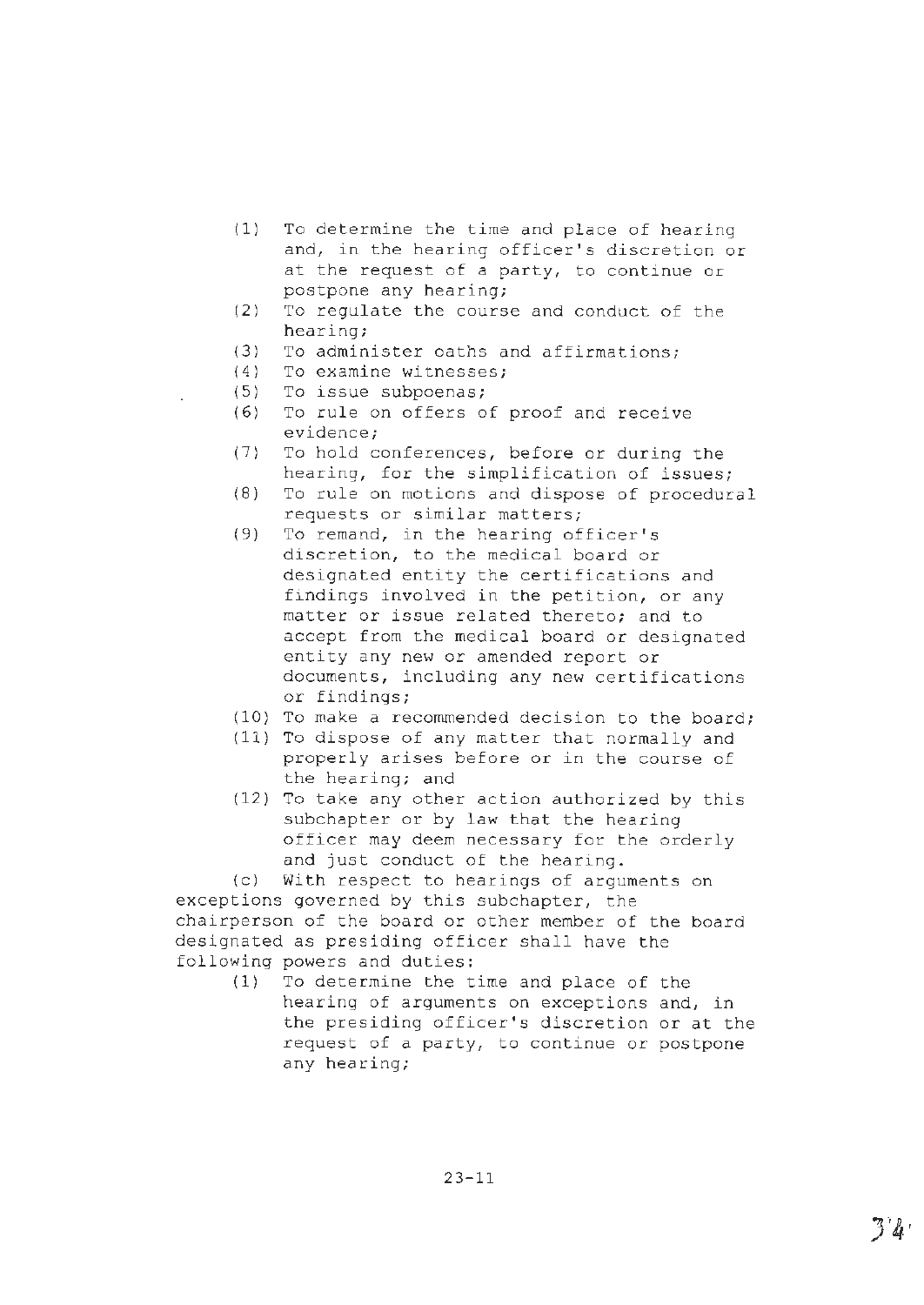(1) To determine the time and place of hearing and, in the hearing officer's discretion or at the request of a party, to continue or postpone any hearing;

(2) To regulate the course and conduct of the hearing;

(3) To administer oaths and affirmations;

(4) To examine witnesses;

(5) To issue subpoenas;

(6) To rule on offers of proof and receive evidence;

(7) To hold conferences, before or during the hearing, for the simplification of issues;

(8) To rule on motions and dispose of procedural requests or similar matters;

(9) To remand, in the hearing officer's discretion, to the medical board or designated entity the certifications and findings involved in the petition, or any matter or issue related thereto; and to accept from the medical board or designated entity any new or amended report or documents, including any new certifications or findings;

(10) To make a recommended decision to the board;

(11) To dispose of any matter that normally and properly arises before or in the course of the hearing; and

(12) To take any other action authorized by this subchapter or by law that the hearing officer may deem necessary for the orderly and just conduct of the hearing.

(c) With respect to hearings of arguments on exceptions governed by this subchapter, the chairperson of the board or other member of the board designated as presiding officer shall have the following powers and duties:

(1) To determine the time and place of the hearing of arguments on exceptions and, in the presiding officer's discretion or at the request of a party, to continue or postpone any hearing;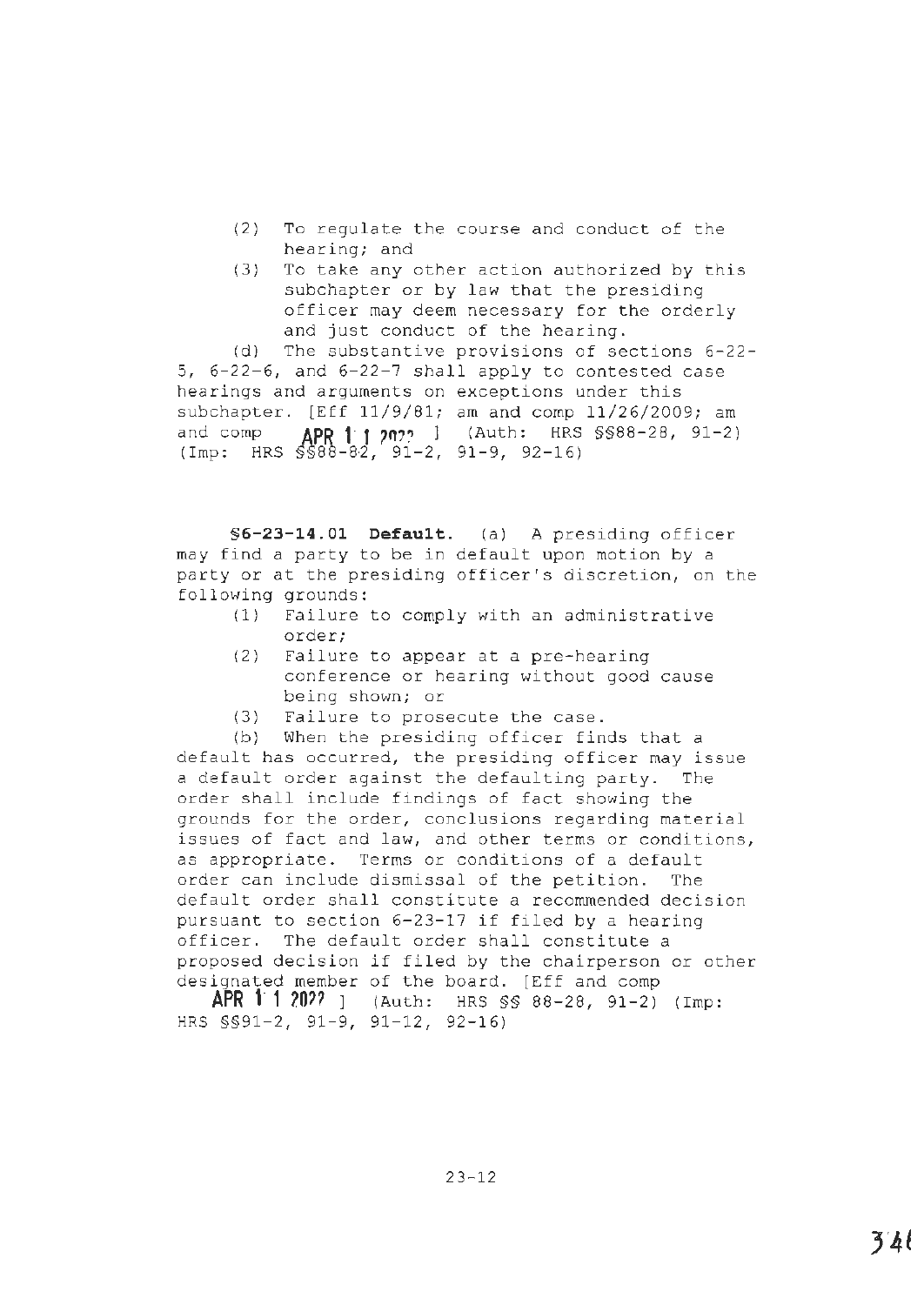(2) To regulate the course and conduct of the hearing; and

(3) To take any other action authorized by this subchapter or by law that the presiding officer may deem necessary for the orderly and just conduct of the hearing.

(d) The substantive provisions of sections 6-22-5, 6-22-6, and 6-22-7 shall apply to contested case hearings and arguments on exceptions under this subchapter. [Eff 11/9/81; am and comp 11/26/2009; am and comp APR 11 2022 ] (Auth: HRS §§88-28, 91-2) (Imp: HRS §§88-82, 91-2, 91-9, 92-16)

**§6-23-14.01 Default.** (a) A presiding officer may find a party to be in default upon motion by a party or at the presiding officer's discretion, on the following grounds:

(1) Failure to comply with an administrative order;

(2) Failure to appear at a pre-hearing conference or hearing without good cause being shown; or

(3) Failure to prosecute the case.

(b) When the presiding officer finds that a default has occurred, the presiding officer may issue a default order against the defaulting party. The order shall include findings of fact showing the grounds for the order, conclusions regarding material issues of fact and law, and other terms or conditions, as appropriate. Terms or conditions of a default order can include dismissal of the petition. The default order shall constitute a recommended decision pursuant to section 6-23-17 if filed by a hearing officer. The default order shall constitute a proposed decision if filed by the chairperson or other designated member of the board. [Eff and comp APR 11 2022 ] (Auth: HRS §§ 88-28, 91-2) (Imp: HRS §§91-2, 91-9, 91-12, 92-16)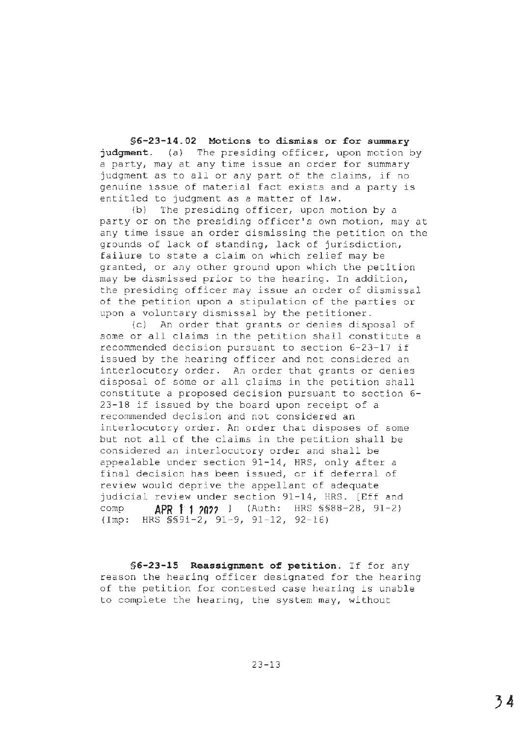**§6-23-14.02 Motions to dismiss or for summary judgment.** (a) The presiding officer, upon motion by a party, may at any time issue an order for summary judgment as to all or any part of the claims, if no genuine issue of material fact exists and a party is entitled to judgment as a matter of law.

(b) The presiding officer, upon motion by a party or on the presiding officer's own motion, may at any time issue an order dismissing the petition on the grounds of lack of standing, lack of jurisdiction, failure to state a claim on which relief may be granted, or any other ground upon which the petition may be dismissed prior to the hearing. In addition, the presiding officer may issue an order of dismissal of the petition upon a stipulation of the parties or upon a voluntary dismissal by the petitioner.

(c) An order that grants or denies disposal of some or all claims in the petition shall constitute a recommended decision pursuant to section 6-23-17 if issued by the hearing officer and not considered an interlocutory order. An order that grants or denies disposal of some or all claims in the petition shall constitute a proposed decision pursuant to section 6-23-18 if issued by the board upon receipt of a recommended decision and not considered an interlocutory order. An order that disposes of some but not all of the claims in the petition shall be considered an interlocutory order and shall be appealable under section 91-14, HRS, only after a final decision has been issued, or if deferral of review would deprive the appellant of adequate judicial review under section 91-14, HRS. [Eff and comp APR 11 2022 ] (Auth: HRS §§88-28, 91-2) (Imp: HRS §§91-2, 91-9, 91-12, 92-16)

**§6-23-15 Reassignment of petition.** If for any reason the hearing officer designated for the hearing of the petition for contested case hearing is unable to complete the hearing, the system may, without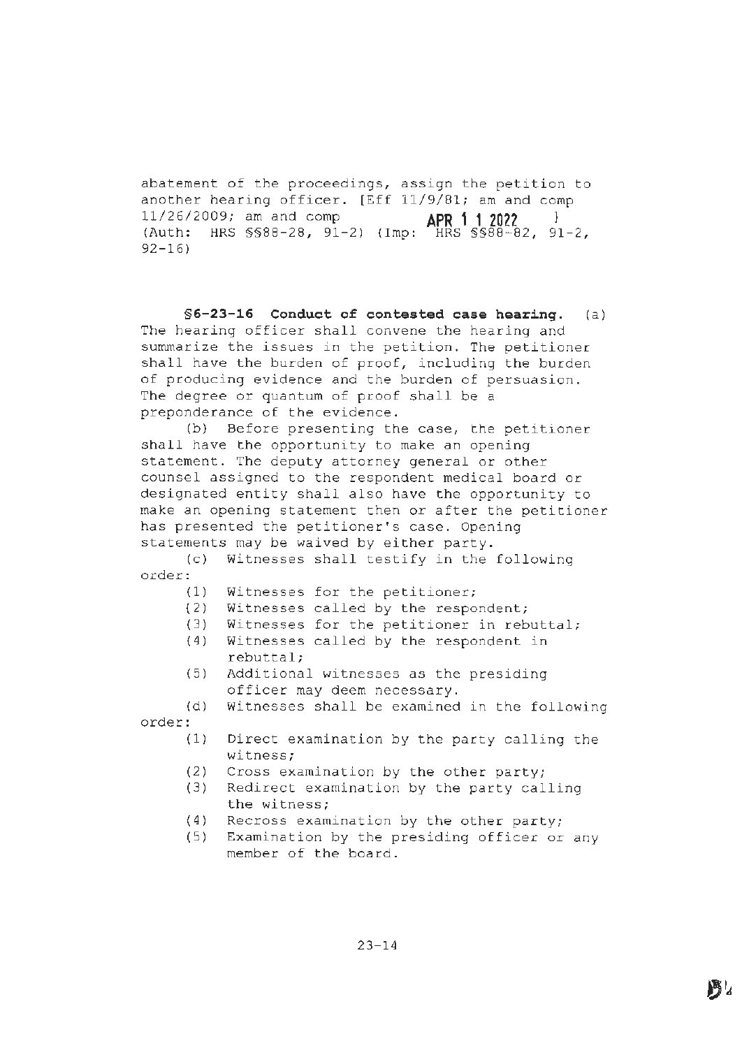abatement of the proceedings, assign the petition to another hearing officer. [Eff 11/9/81; am and comp 11/26/2009; am and comp APR 11 2022 ] (Auth: HRS §§88-28, 91-2) (Imp: HRS §§88-82, 91-2, 92-16)

**§6-23-16 Conduct of contested case hearing.** (a) The hearing officer shall convene the hearing and summarize the issues in the petition. The petitioner shall have the burden of proof, including the burden of producing evidence and the burden of persuasion. The degree or quantum of proof shall be a preponderance of the evidence.

(b) Before presenting the case, the petitioner shall have the opportunity to make an opening statement. The deputy attorney general or other counsel assigned to the respondent medical board or designated entity shall also have the opportunity to make an opening statement then or after the petitioner has presented the petitioner's case. Opening statements may be waived by either party.

(c) Witnesses shall testify in the following order:

(1) Witnesses for the petitioner;
(2) Witnesses called by the respondent;
(3) Witnesses for the petitioner in rebuttal;
(4) Witnesses called by the respondent in rebuttal;
(5) Additional witnesses as the presiding officer may deem necessary.

(d) Witnesses shall be examined in the following order:

(1) Direct examination by the party calling the witness;
(2) Cross examination by the other party;
(3) Redirect examination by the party calling the witness;
(4) Recross examination by the other party;
(5) Examination by the presiding officer or any member of the board.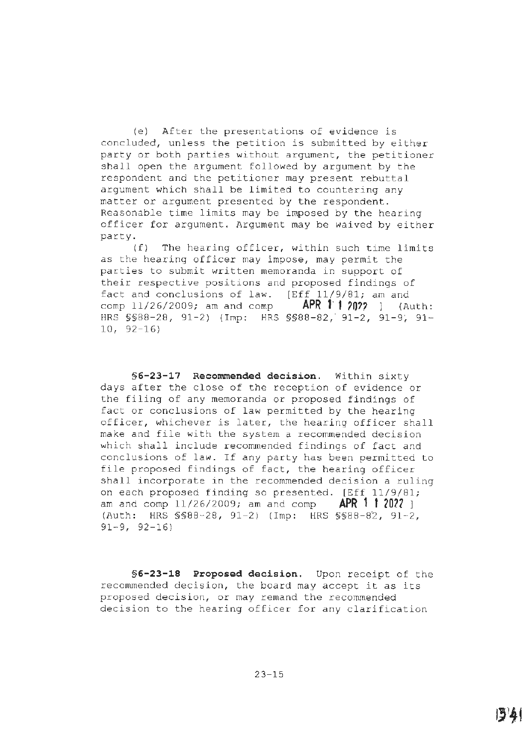(e) After the presentations of evidence is concluded, unless the petition is submitted by either party or both parties without argument, the petitioner shall open the argument followed by argument by the respondent and the petitioner may present rebuttal argument which shall be limited to countering any matter or argument presented by the respondent. Reasonable time limits may be imposed by the hearing officer for argument. Argument may be waived by either party.

(f) The hearing officer, within such time limits as the hearing officer may impose, may permit the parties to submit written memoranda in support of their respective positions and proposed findings of fact and conclusions of law. [Eff 11/9/81; am and comp 11/26/2009; am and comp **APR 11 2022** ] (Auth: HRS §§88-28, 91-2) (Imp: HRS §§88-82, 91-2, 91-9, 91-10, 92-16)

**§6-23-17 Recommended decision.** Within sixty days after the close of the reception of evidence or the filing of any memoranda or proposed findings of fact or conclusions of law permitted by the hearing officer, whichever is later, the hearing officer shall make and file with the system a recommended decision which shall include recommended findings of fact and conclusions of law. If any party has been permitted to file proposed findings of fact, the hearing officer shall incorporate in the recommended decision a ruling on each proposed finding so presented. [Eff 11/9/81; am and comp 11/26/2009; am and comp **APR 11 2022** ] (Auth: HRS §§88-28, 91-2) (Imp: HRS §§88-82, 91-2, 91-9, 92-16)

**§6-23-18 Proposed decision.** Upon receipt of the recommended decision, the board may accept it as its proposed decision, or may remand the recommended decision to the hearing officer for any clarification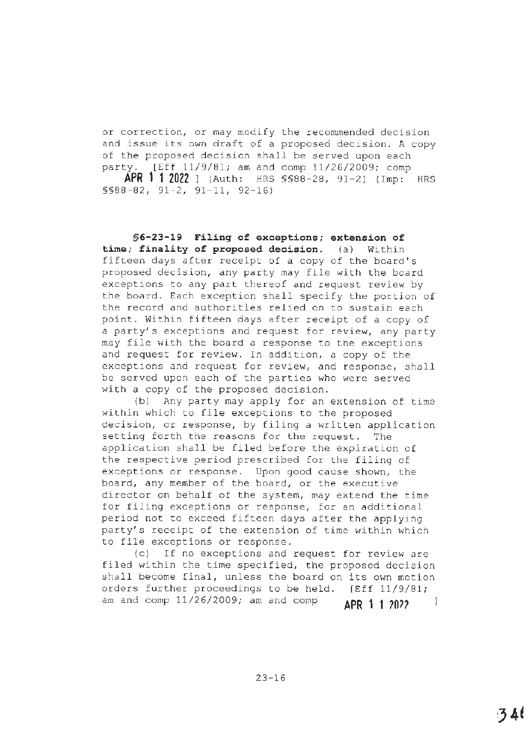or correction, or may modify the recommended decision and issue its own draft of a proposed decision. A copy of the proposed decision shall be served upon each party. [Eff 11/9/81; am and comp 11/26/2009; comp APR 11 2022 ] (Auth: HRS §§88-28, 91-2) (Imp: HRS §§88-82, 91-2, 91-11, 92-16)

**§6-23-19 Filing of exceptions; extension of time; finality of proposed decision.** (a) Within fifteen days after receipt of a copy of the board's proposed decision, any party may file with the board exceptions to any part thereof and request review by the board. Each exception shall specify the portion of the record and authorities relied on to sustain each point. Within fifteen days after receipt of a copy of a party's exceptions and request for review, any party may file with the board a response to the exceptions and request for review. In addition, a copy of the exceptions and request for review, and response, shall be served upon each of the parties who were served with a copy of the proposed decision.

(b) Any party may apply for an extension of time within which to file exceptions to the proposed decision, or response, by filing a written application setting forth the reasons for the request. The application shall be filed before the expiration of the respective period prescribed for the filing of exceptions or response. Upon good cause shown, the board, any member of the board, or the executive director on behalf of the system, may extend the time for filing exceptions or response, for an additional period not to exceed fifteen days after the applying party's receipt of the extension of time within which to file exceptions or response.

(c) If no exceptions and request for review are filed within the time specified, the proposed decision shall become final, unless the board on its own motion orders further proceedings to be held. [Eff 11/9/81; am and comp 11/26/2009; am and comp APR 11 2022 ]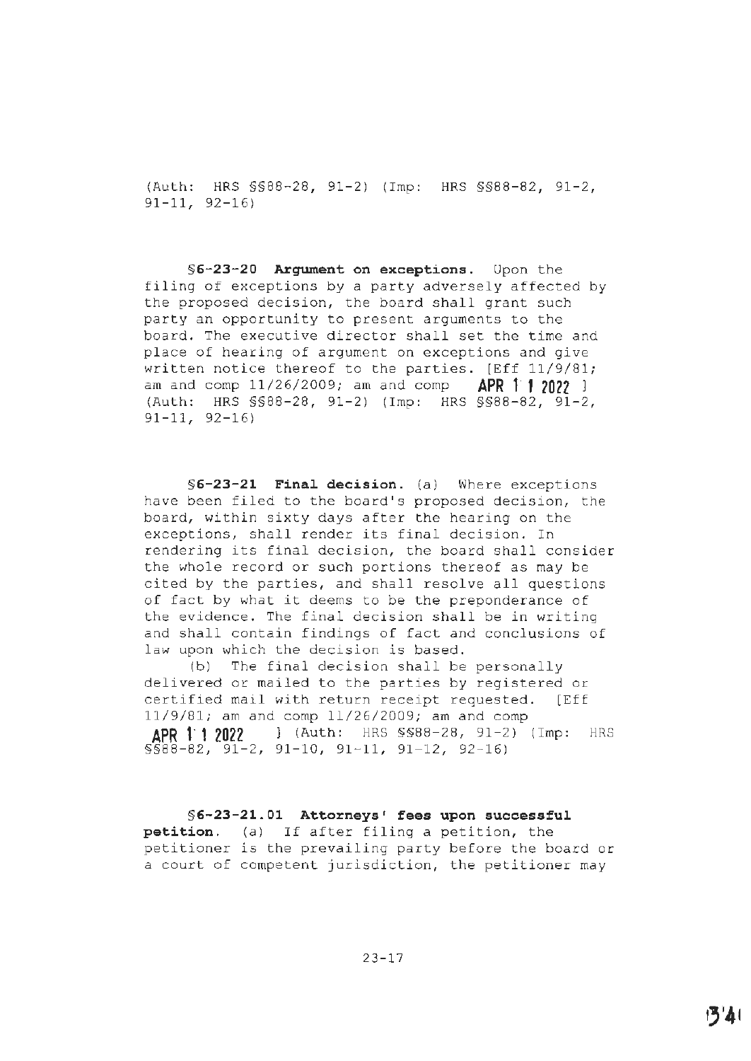(Auth: HRS §§88-28, 91-2) (Imp: HRS §§88-82, 91-2, 91-11, 92-16)

**§6-23-20 Argument on exceptions.** Upon the filing of exceptions by a party adversely affected by the proposed decision, the board shall grant such party an opportunity to present arguments to the board. The executive director shall set the time and place of hearing of argument on exceptions and give written notice thereof to the parties. [Eff 11/9/81; am and comp 11/26/2009; am and comp APR 11 2022 ] (Auth: HRS §§88-28, 91-2) (Imp: HRS §§88-82, 91-2, 91-11, 92-16)

**§6-23-21 Final decision.** (a) Where exceptions have been filed to the board's proposed decision, the board, within sixty days after the hearing on the exceptions, shall render its final decision. In rendering its final decision, the board shall consider the whole record or such portions thereof as may be cited by the parties, and shall resolve all questions of fact by what it deems to be the preponderance of the evidence. The final decision shall be in writing and shall contain findings of fact and conclusions of law upon which the decision is based.

(b) The final decision shall be personally delivered or mailed to the parties by registered or certified mail with return receipt requested. [Eff 11/9/81; am and comp 11/26/2009; am and comp APR 11 2022 ] (Auth: HRS §§88-28, 91-2) (Imp: HRS §§88-82, 91-2, 91-10, 91-11, 91-12, 92-16)

**§6-23-21.01 Attorneys' fees upon successful petition.** (a) If after filing a petition, the petitioner is the prevailing party before the board or a court of competent jurisdiction, the petitioner may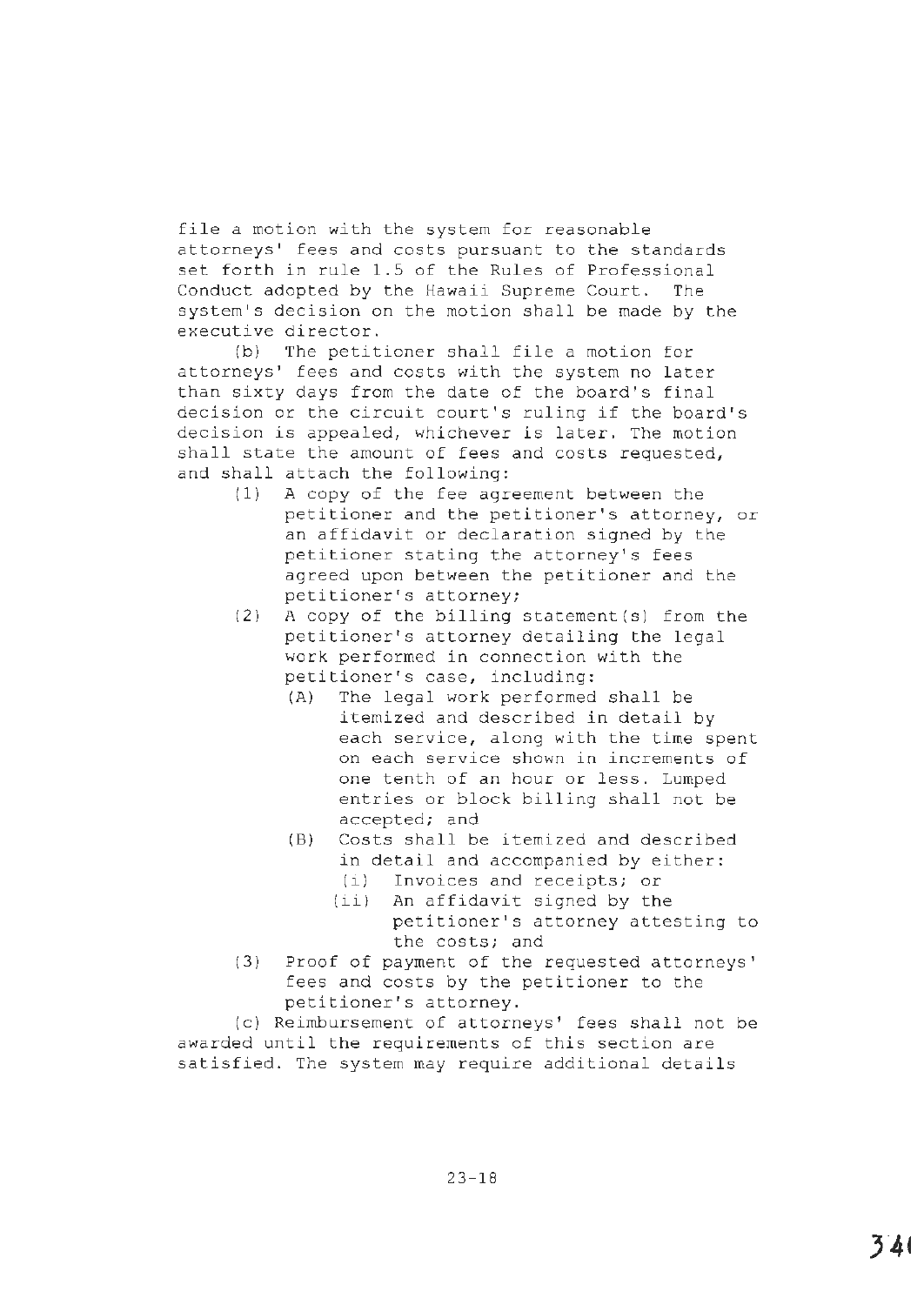file a motion with the system for reasonable attorneys' fees and costs pursuant to the standards set forth in rule 1.5 of the Rules of Professional Conduct adopted by the Hawaii Supreme Court. The system's decision on the motion shall be made by the executive director.

(b) The petitioner shall file a motion for attorneys' fees and costs with the system no later than sixty days from the date of the board's final decision or the circuit court's ruling if the board's decision is appealed, whichever is later. The motion shall state the amount of fees and costs requested, and shall attach the following:

- (1) A copy of the fee agreement between the petitioner and the petitioner's attorney, or an affidavit or declaration signed by the petitioner stating the attorney's fees agreed upon between the petitioner and the petitioner's attorney;
- (2) A copy of the billing statement(s) from the petitioner's attorney detailing the legal work performed in connection with the petitioner's case, including:
  - (A) The legal work performed shall be itemized and described in detail by each service, along with the time spent on each service shown in increments of one tenth of an hour or less. Lumped entries or block billing shall not be accepted; and
  - (B) Costs shall be itemized and described in detail and accompanied by either:
    - (i) Invoices and receipts; or
    - (ii) An affidavit signed by the petitioner's attorney attesting to the costs; and
- (3) Proof of payment of the requested attorneys' fees and costs by the petitioner to the petitioner's attorney.

(c) Reimbursement of attorneys' fees shall not be awarded until the requirements of this section are satisfied. The system may require additional details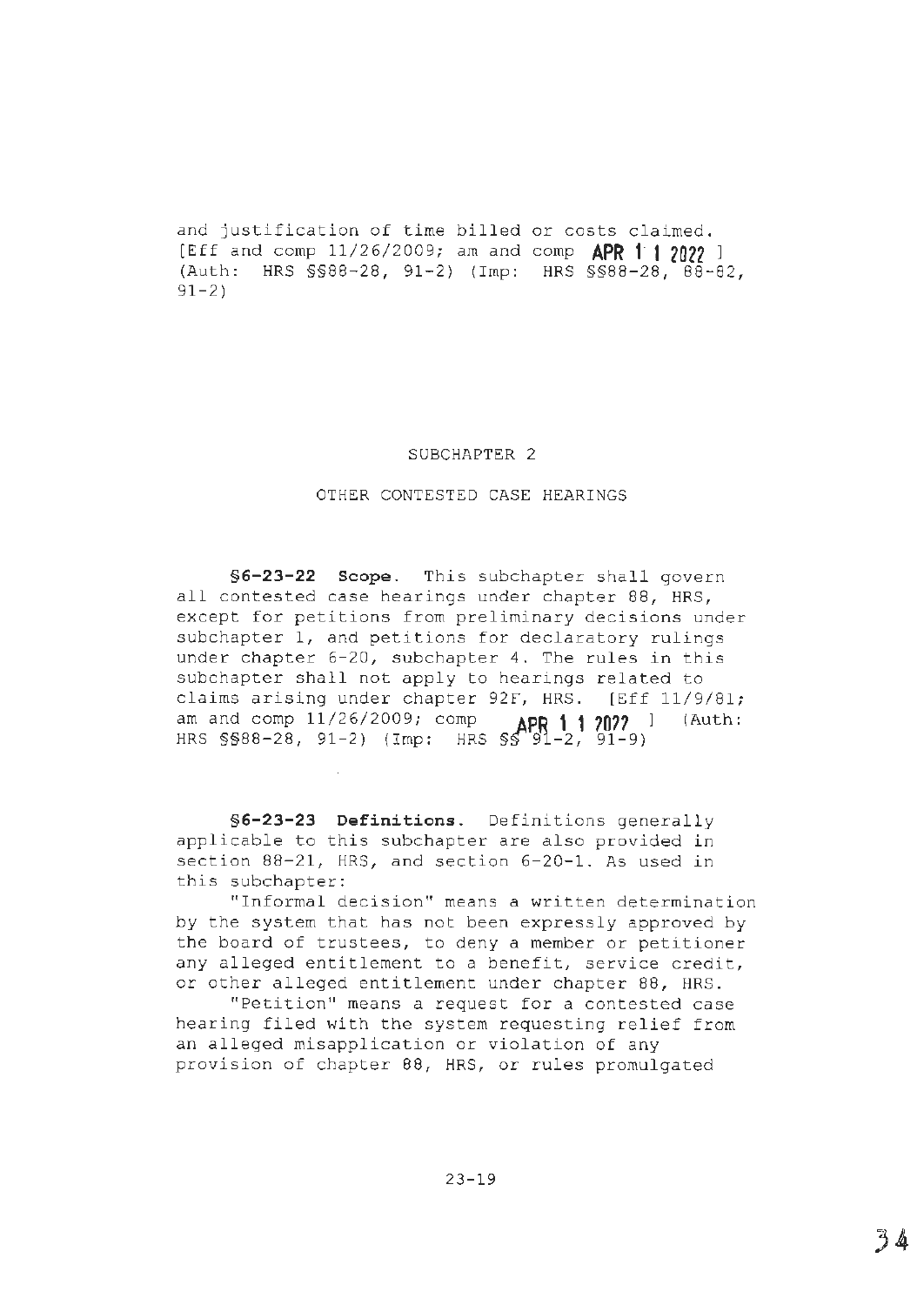and justification of time billed or costs claimed. [Eff and comp 11/26/2009; am and comp APR 11 2022 ] (Auth: HRS §§88-28, 91-2) (Imp: HRS §§88-28, 88-82, 91-2)

## SUBCHAPTER 2

## OTHER CONTESTED CASE HEARINGS

**§6-23-22 Scope.** This subchapter shall govern all contested case hearings under chapter 88, HRS, except for petitions from preliminary decisions under subchapter 1, and petitions for declaratory rulings under chapter 6-20, subchapter 4. The rules in this subchapter shall not apply to hearings related to claims arising under chapter 92F, HRS. [Eff 11/9/81; am and comp 11/26/2009; comp APR 11 2022 ] (Auth: HRS §§88-28, 91-2) (Imp: HRS §§ 91-2, 91-9)

**§6-23-23 Definitions.** Definitions generally applicable to this subchapter are also provided in section 88-21, HRS, and section 6-20-1. As used in this subchapter:

"Informal decision" means a written determination by the system that has not been expressly approved by the board of trustees, to deny a member or petitioner any alleged entitlement to a benefit, service credit, or other alleged entitlement under chapter 88, HRS.

"Petition" means a request for a contested case hearing filed with the system requesting relief from an alleged misapplication or violation of any provision of chapter 88, HRS, or rules promulgated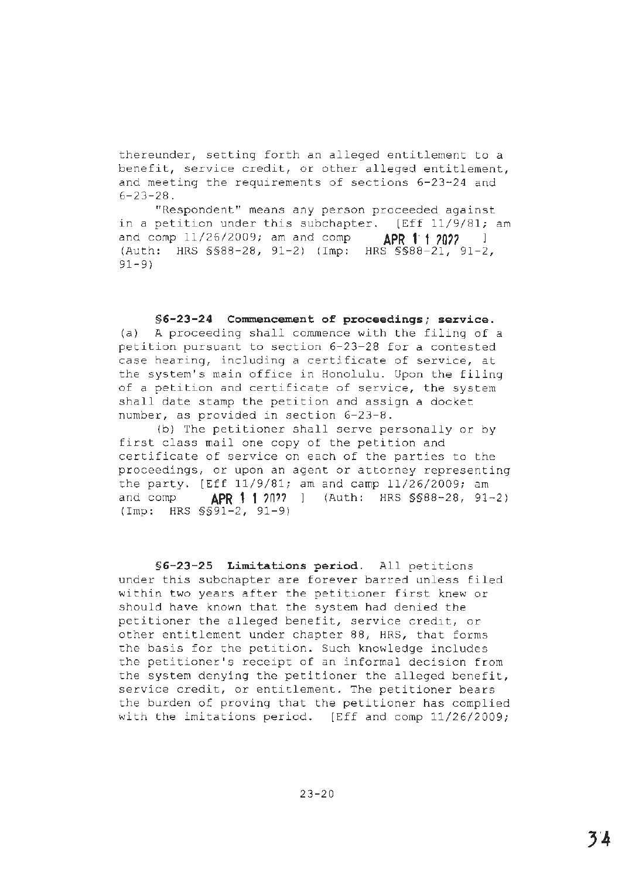thereunder, setting forth an alleged entitlement to a benefit, service credit, or other alleged entitlement, and meeting the requirements of sections 6-23-24 and 6-23-28.

"Respondent" means any person proceeded against in a petition under this subchapter. [Eff 11/9/81; am and comp 11/26/2009; am and comp **APR 11 2022** ] (Auth: HRS §§88-28, 91-2) (Imp: HRS §§88-21, 91-2, 91-9)

**§6-23-24 Commencement of proceedings; service.** (a) A proceeding shall commence with the filing of a petition pursuant to section 6-23-28 for a contested case hearing, including a certificate of service, at the system's main office in Honolulu. Upon the filing of a petition and certificate of service, the system shall date stamp the petition and assign a docket number, as provided in section 6-23-8.

(b) The petitioner shall serve personally or by first class mail one copy of the petition and certificate of service on each of the parties to the proceedings, or upon an agent or attorney representing the party. [Eff 11/9/81; am and camp 11/26/2009; am and comp **APR 11 2022** ] (Auth: HRS §§88-28, 91-2) (Imp: HRS §§91-2, 91-9)

**§6-23-25 Limitations period.** All petitions under this subchapter are forever barred unless filed within two years after the petitioner first knew or should have known that the system had denied the petitioner the alleged benefit, service credit, or other entitlement under chapter 88, HRS, that forms the basis for the petition. Such knowledge includes the petitioner's receipt of an informal decision from the system denying the petitioner the alleged benefit, service credit, or entitlement. The petitioner bears the burden of proving that the petitioner has complied with the imitations period. [Eff and comp 11/26/2009;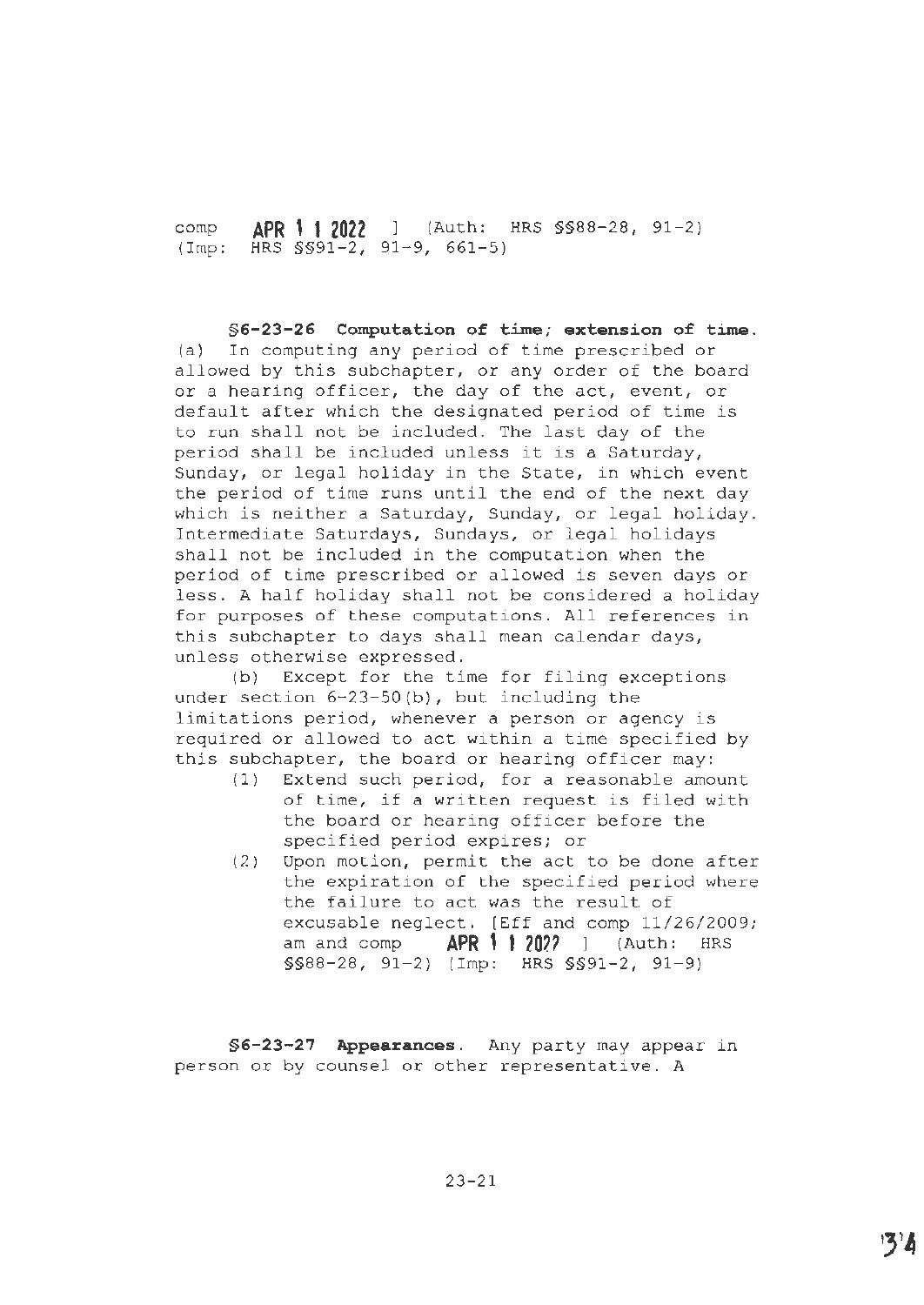comp **APR 1 1 2022** ] (Auth: HRS §§88-28, 91-2) (Imp: HRS §§91-2, 91-9, 661-5)

**§6-23-26 Computation of time; extension of time.** (a) In computing any period of time prescribed or allowed by this subchapter, or any order of the board or a hearing officer, the day of the act, event, or default after which the designated period of time is to run shall not be included. The last day of the period shall be included unless it is a Saturday, Sunday, or legal holiday in the State, in which event the period of time runs until the end of the next day which is neither a Saturday, Sunday, or legal holiday. Intermediate Saturdays, Sundays, or legal holidays shall not be included in the computation when the period of time prescribed or allowed is seven days or less. A half holiday shall not be considered a holiday for purposes of these computations. All references in this subchapter to days shall mean calendar days, unless otherwise expressed.

(b) Except for the time for filing exceptions under section 6-23-50(b), but including the limitations period, whenever a person or agency is required or allowed to act within a time specified by this subchapter, the board or hearing officer may:

(1) Extend such period, for a reasonable amount of time, if a written request is filed with the board or hearing officer before the specified period expires; or
(2) Upon motion, permit the act to be done after the expiration of the specified period where the failure to act was the result of excusable neglect. [Eff and comp 11/26/2009; am and comp **APR 1 1 2022** ] (Auth: HRS §§88-28, 91-2) (Imp: HRS §§91-2, 91-9)

**§6-23-27 Appearances.** Any party may appear in person or by counsel or other representative. A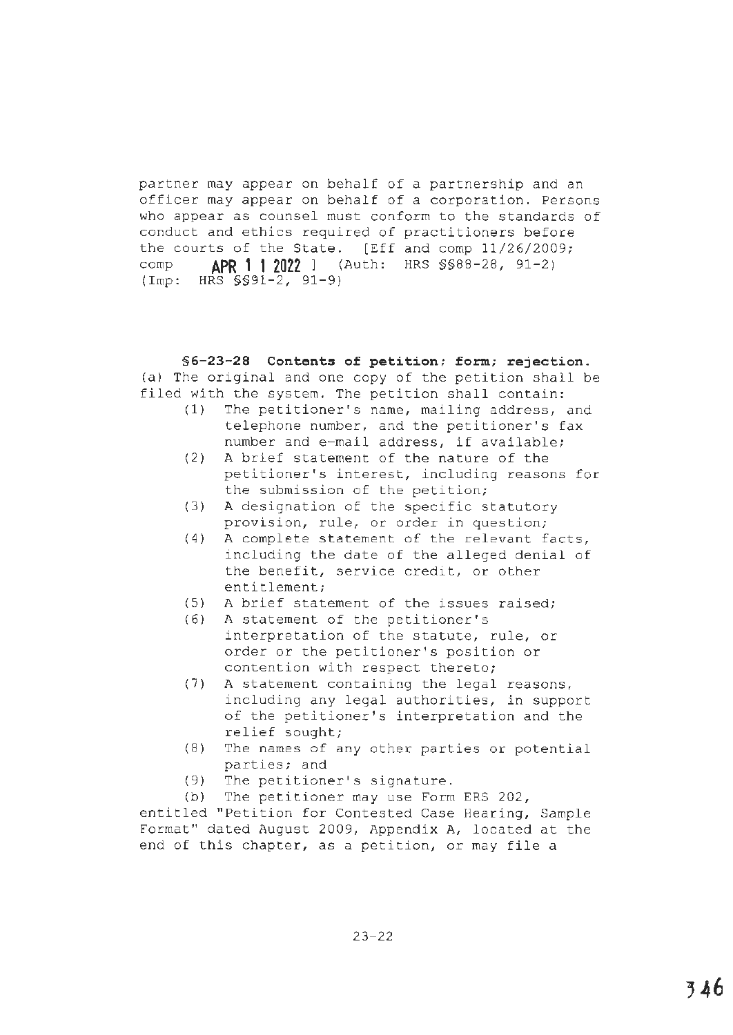partner may appear on behalf of a partnership and an officer may appear on behalf of a corporation. Persons who appear as counsel must conform to the standards of conduct and ethics required of practitioners before the courts of the State. [Eff and comp 11/26/2009; comp **APR 11 2022** ] (Auth: HRS §§88-28, 91-2) (Imp: HRS §§91-2, 91-9)

**§6-23-28 Contents of petition; form; rejection.** (a) The original and one copy of the petition shall be filed with the system. The petition shall contain:

(1) The petitioner's name, mailing address, and telephone number, and the petitioner's fax number and e-mail address, if available;

(2) A brief statement of the nature of the petitioner's interest, including reasons for the submission of the petition;

(3) A designation of the specific statutory provision, rule, or order in question;

(4) A complete statement of the relevant facts, including the date of the alleged denial of the benefit, service credit, or other entitlement;

(5) A brief statement of the issues raised;

(6) A statement of the petitioner's interpretation of the statute, rule, or order or the petitioner's position or contention with respect thereto;

(7) A statement containing the legal reasons, including any legal authorities, in support of the petitioner's interpretation and the relief sought;

(8) The names of any other parties or potential parties; and

(9) The petitioner's signature.

(b) The petitioner may use Form ERS 202, entitled "Petition for Contested Case Hearing, Sample Format" dated August 2009, Appendix A, located at the end of this chapter, as a petition, or may file a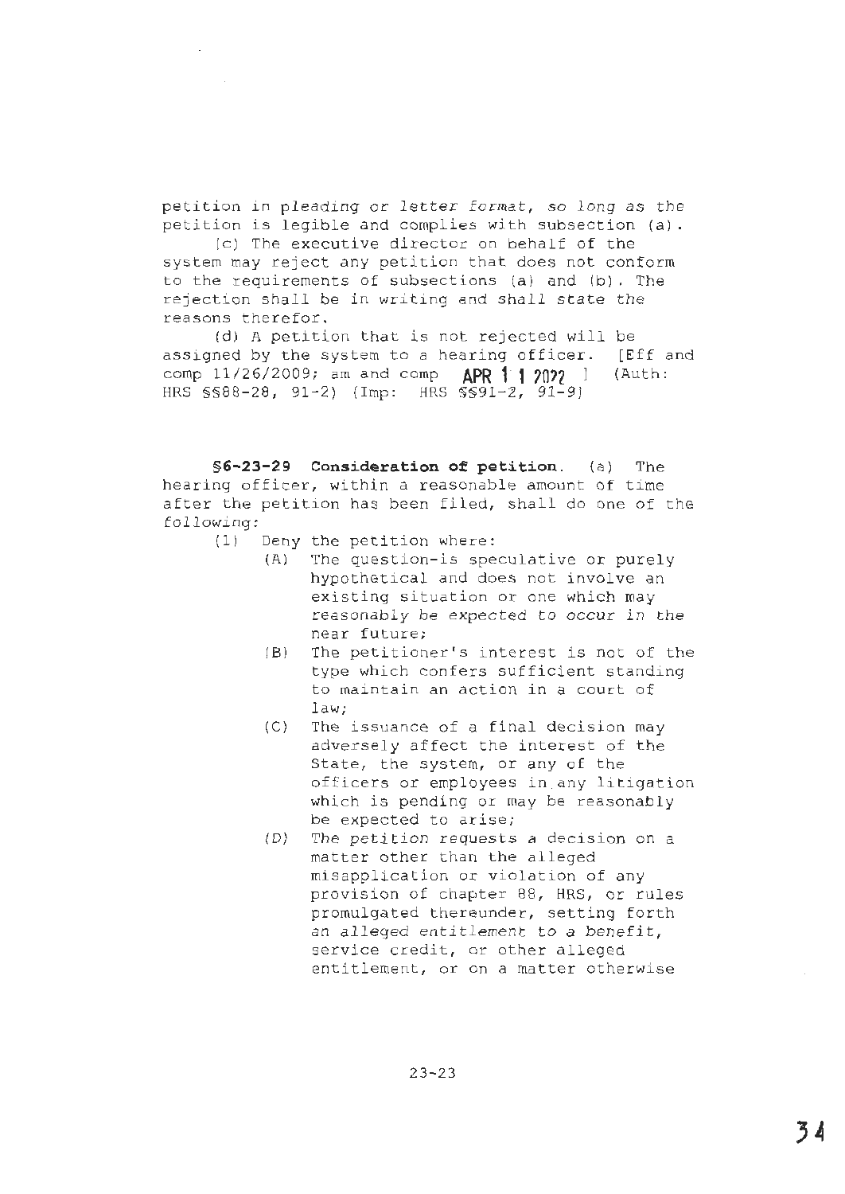petition in pleading or letter format, so long as the petition is legible and complies with subsection (a).

(c) The executive director on behalf of the system may reject any petition that does not conform to the requirements of subsections (a) and (b). The rejection shall be in writing and shall state the reasons therefor.

(d) A petition that is not rejected will be assigned by the system to a hearing officer. [Eff and comp 11/26/2009; am and comp **APR 11 2022** ] (Auth: HRS §§88-28, 91-2) (Imp: HRS §§91-2, 91-9)

**§6-23-29 Consideration of petition.** (a) The hearing officer, within a reasonable amount of time after the petition has been filed, shall do one of the following:

(1) Deny the petition where:

(A) The question is speculative or purely hypothetical and does not involve an existing situation or one which may reasonably be expected to occur in the near future;

(B) The petitioner's interest is not of the type which confers sufficient standing to maintain an action in a court of law;

(C) The issuance of a final decision may adversely affect the interest of the State, the system, or any of the officers or employees in any litigation which is pending or may be reasonably be expected to arise;

(D) The petition requests a decision on a matter other than the alleged misapplication or violation of any provision of chapter 88, HRS, or rules promulgated thereunder, setting forth an alleged entitlement to a benefit, service credit, or other alleged entitlement, or on a matter otherwise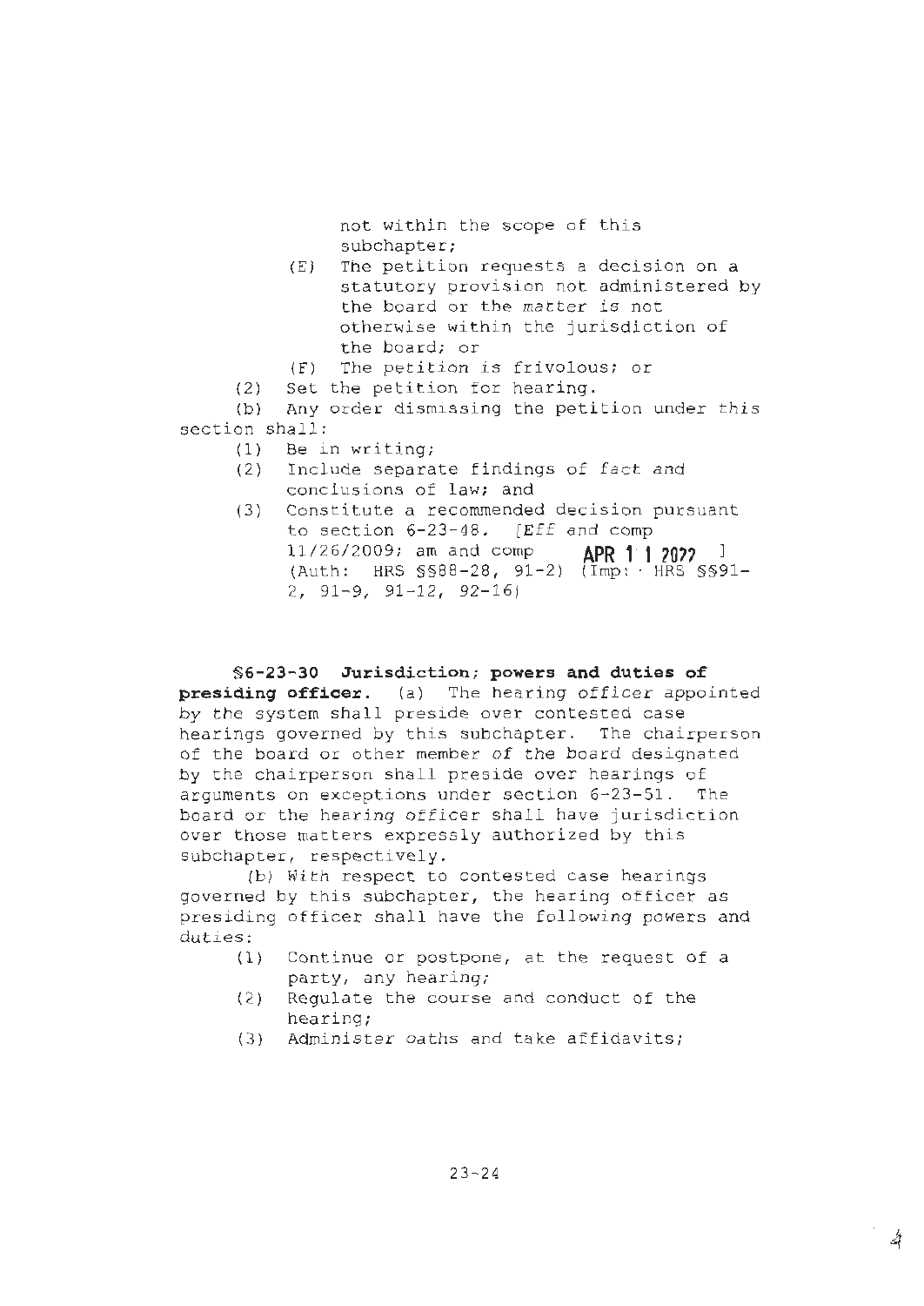not within the scope of this subchapter;

(E) The petition requests a decision on a statutory provision not administered by the board or the matter is not otherwise within the jurisdiction of the board; or

(F) The petition is frivolous; or

(2) Set the petition for hearing.

(b) Any order dismissing the petition under this section shall:

(1) Be in writing;

(2) Include separate findings of fact and conclusions of law; and

(3) Constitute a recommended decision pursuant to section 6-23-48. [Eff and comp 11/26/2009; am and comp **APR 11 2022** ] (Auth: HRS §§88-28, 91-2) (Imp: HRS §§91-2, 91-9, 91-12, 92-16)

**§6-23-30 Jurisdiction; powers and duties of presiding officer.** (a) The hearing officer appointed by the system shall preside over contested case hearings governed by this subchapter. The chairperson of the board or other member of the board designated by the chairperson shall preside over hearings of arguments on exceptions under section 6-23-51. The board or the hearing officer shall have jurisdiction over those matters expressly authorized by this subchapter, respectively.

(b) With respect to contested case hearings governed by this subchapter, the hearing officer as presiding officer shall have the following powers and duties:

(1) Continue or postpone, at the request of a party, any hearing;

(2) Regulate the course and conduct of the hearing;

(3) Administer oaths and take affidavits;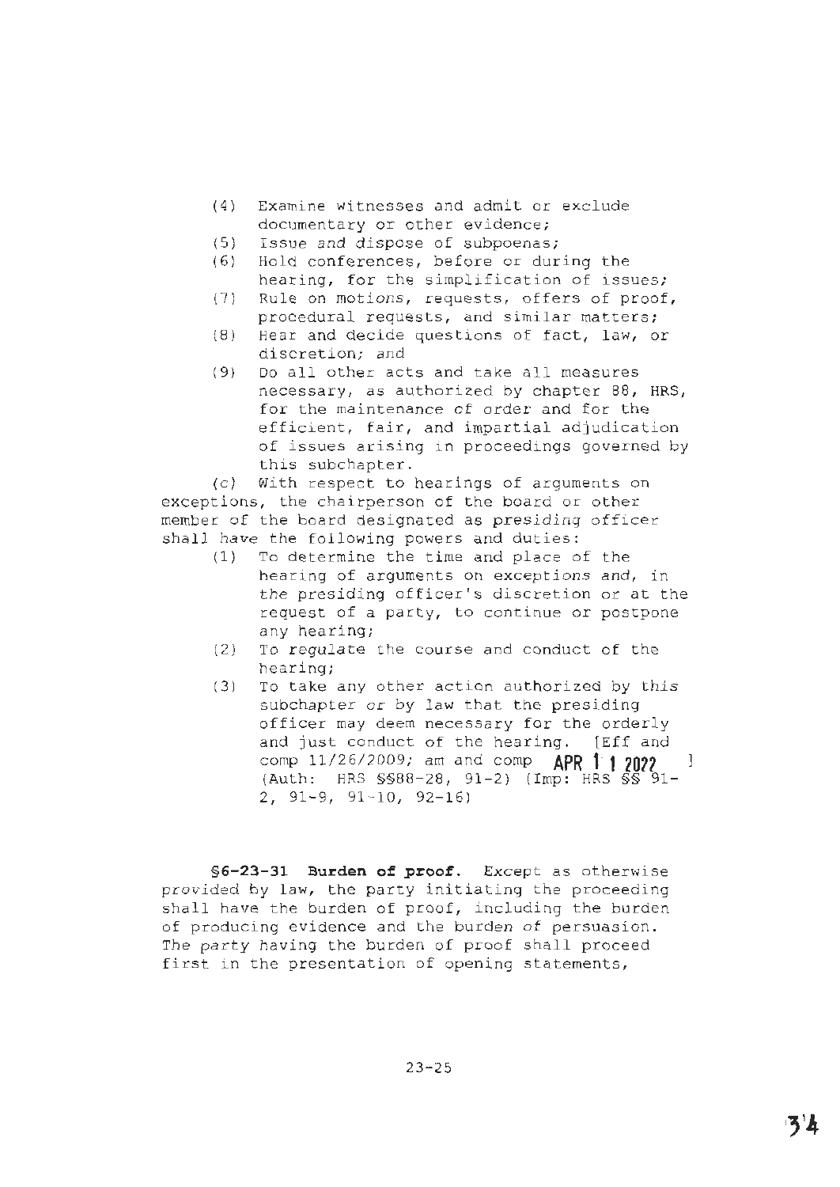(4) Examine witnesses and admit or exclude documentary or other evidence;

(5) Issue and dispose of subpoenas;

(6) Hold conferences, before or during the hearing, for the simplification of issues;

(7) Rule on motions, requests, offers of proof, procedural requests, and similar matters;

(8) Hear and decide questions of fact, law, or discretion; and

(9) Do all other acts and take all measures necessary, as authorized by chapter 88, HRS, for the maintenance of order and for the efficient, fair, and impartial adjudication of issues arising in proceedings governed by this subchapter.

(c) With respect to hearings of arguments on exceptions, the chairperson of the board or other member of the board designated as presiding officer shall have the following powers and duties:

(1) To determine the time and place of the hearing of arguments on exceptions and, in the presiding officer's discretion or at the request of a party, to continue or postpone any hearing;

(2) To regulate the course and conduct of the hearing;

(3) To take any other action authorized by this subchapter or by law that the presiding officer may deem necessary for the orderly and just conduct of the hearing. [Eff and comp 11/26/2009; am and comp **APR 11 2022** ] (Auth: HRS §§88-28, 91-2) (Imp: HRS §§ 91-2, 91-9, 91-10, 92-16)

**§6-23-31 Burden of proof.** Except as otherwise provided by law, the party initiating the proceeding shall have the burden of proof, including the burden of producing evidence and the burden of persuasion. The party having the burden of proof shall proceed first in the presentation of opening statements,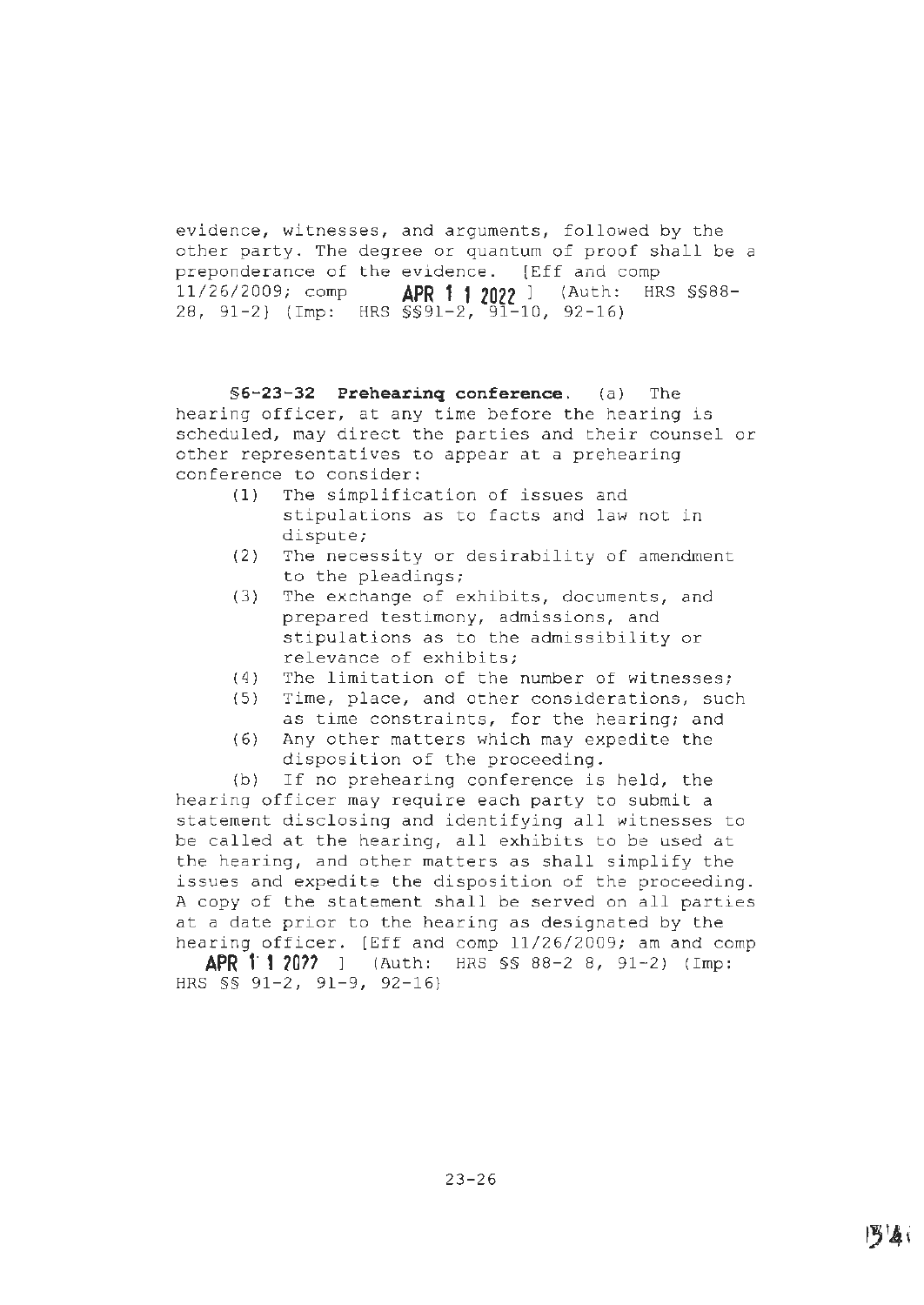evidence, witnesses, and arguments, followed by the other party. The degree or quantum of proof shall be a preponderance of the evidence. [Eff and comp 11/26/2009; comp APR 11 2022 ] (Auth: HRS §§88-28, 91-2) (Imp: HRS §§91-2, 91-10, 92-16)

**§6-23-32 Prehearing conference.** (a) The hearing officer, at any time before the hearing is scheduled, may direct the parties and their counsel or other representatives to appear at a prehearing conference to consider:

(1) The simplification of issues and stipulations as to facts and law not in dispute;
(2) The necessity or desirability of amendment to the pleadings;
(3) The exchange of exhibits, documents, and prepared testimony, admissions, and stipulations as to the admissibility or relevance of exhibits;
(4) The limitation of the number of witnesses;
(5) Time, place, and other considerations, such as time constraints, for the hearing; and
(6) Any other matters which may expedite the disposition of the proceeding.

(b) If no prehearing conference is held, the hearing officer may require each party to submit a statement disclosing and identifying all witnesses to be called at the hearing, all exhibits to be used at the hearing, and other matters as shall simplify the issues and expedite the disposition of the proceeding. A copy of the statement shall be served on all parties at a date prior to the hearing as designated by the hearing officer. [Eff and comp 11/26/2009; am and comp APR 11 2022 ] (Auth: HRS §§ 88-28, 91-2) (Imp: HRS §§ 91-2, 91-9, 92-16)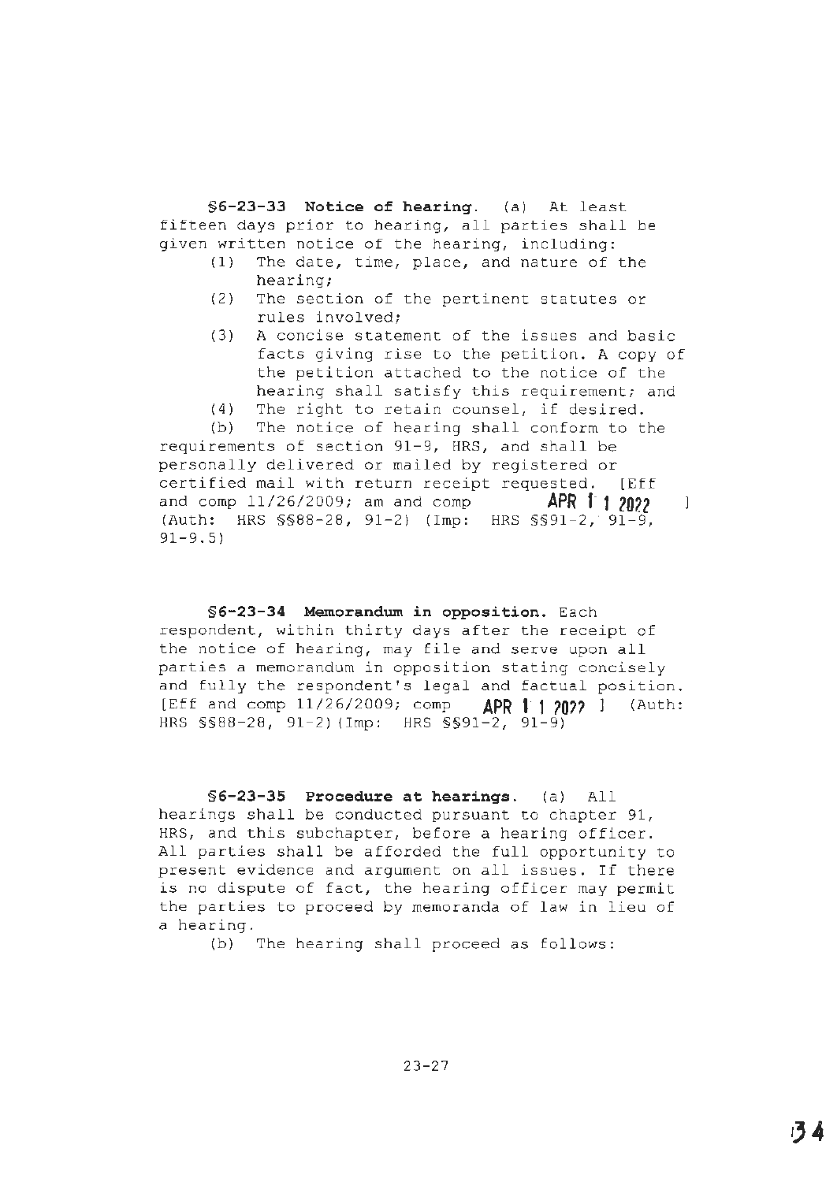**§6-23-33 Notice of hearing.** (a) At least fifteen days prior to hearing, all parties shall be given written notice of the hearing, including:

(1) The date, time, place, and nature of the hearing;

(2) The section of the pertinent statutes or rules involved;

(3) A concise statement of the issues and basic facts giving rise to the petition. A copy of the petition attached to the notice of the hearing shall satisfy this requirement; and

(4) The right to retain counsel, if desired.

(b) The notice of hearing shall conform to the requirements of section 91-9, HRS, and shall be personally delivered or mailed by registered or certified mail with return receipt requested. [Eff and comp 11/26/2009; am and comp **APR 11 2022** ] (Auth: HRS §§88-28, 91-2) (Imp: HRS §§91-2, 91-9, 91-9.5)

**§6-23-34 Memorandum in opposition.** Each respondent, within thirty days after the receipt of the notice of hearing, may file and serve upon all parties a memorandum in opposition stating concisely and fully the respondent's legal and factual position. [Eff and comp 11/26/2009; comp **APR 11 2022** ] (Auth: HRS §§88-28, 91-2)(Imp: HRS §§91-2, 91-9)

**§6-23-35 Procedure at hearings.** (a) All hearings shall be conducted pursuant to chapter 91, HRS, and this subchapter, before a hearing officer. All parties shall be afforded the full opportunity to present evidence and argument on all issues. If there is no dispute of fact, the hearing officer may permit the parties to proceed by memoranda of law in lieu of a hearing.

(b) The hearing shall proceed as follows: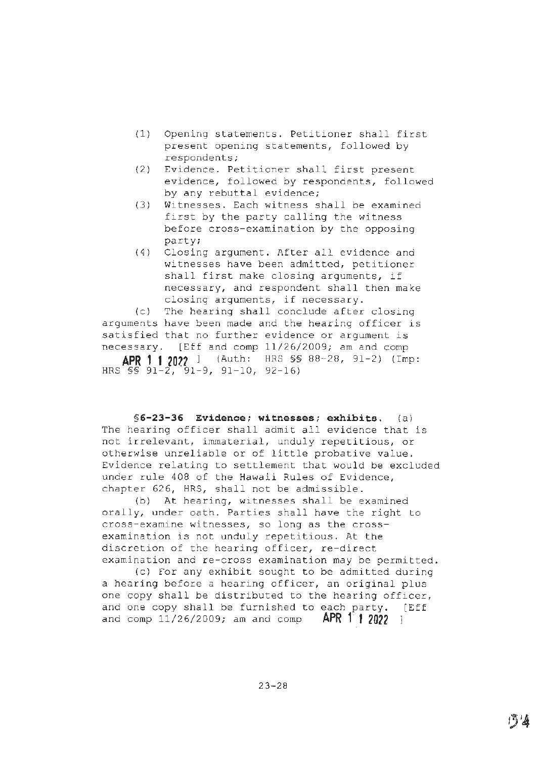(1) Opening statements. Petitioner shall first present opening statements, followed by respondents;
(2) Evidence. Petitioner shall first present evidence, followed by respondents, followed by any rebuttal evidence;
(3) Witnesses. Each witness shall be examined first by the party calling the witness before cross-examination by the opposing party;
(4) Closing argument. After all evidence and witnesses have been admitted, petitioner shall first make closing arguments, if necessary, and respondent shall then make closing arguments, if necessary.

(c) The hearing shall conclude after closing arguments have been made and the hearing officer is satisfied that no further evidence or argument is necessary. [Eff and comp 11/26/2009; am and comp **APR 11 2022** ] (Auth: HRS §§ 88-28, 91-2) (Imp: HRS §§ 91-2, 91-9, 91-10, 92-16)

**§6-23-36 Evidence; witnesses; exhibits.** (a) The hearing officer shall admit all evidence that is not irrelevant, immaterial, unduly repetitious, or otherwise unreliable or of little probative value. Evidence relating to settlement that would be excluded under rule 408 of the Hawaii Rules of Evidence, chapter 626, HRS, shall not be admissible.

(b) At hearing, witnesses shall be examined orally, under oath. Parties shall have the right to cross-examine witnesses, so long as the cross-examination is not unduly repetitious. At the discretion of the hearing officer, re-direct examination and re-cross examination may be permitted.

(c) For any exhibit sought to be admitted during a hearing before a hearing officer, an original plus one copy shall be distributed to the hearing officer, and one copy shall be furnished to each party. [Eff and comp 11/26/2009; am and comp **APR 11 2022** ]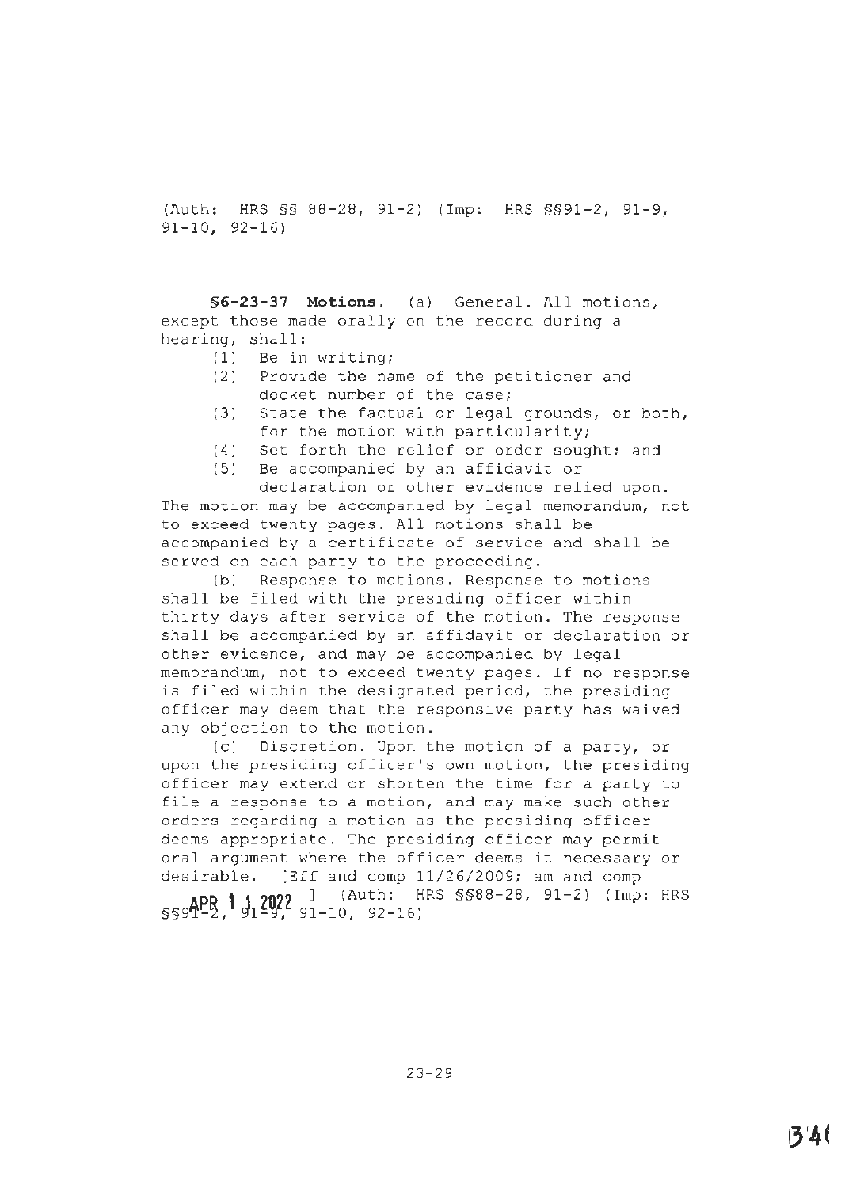(Auth: HRS §§ 88-28, 91-2) (Imp: HRS §§91-2, 91-9, 91-10, 92-16)

**§6-23-37 Motions.** (a) General. All motions, except those made orally on the record during a hearing, shall:

(1) Be in writing;
(2) Provide the name of the petitioner and docket number of the case;
(3) State the factual or legal grounds, or both, for the motion with particularity;
(4) Set forth the relief or order sought; and
(5) Be accompanied by an affidavit or declaration or other evidence relied upon.

The motion may be accompanied by legal memorandum, not to exceed twenty pages. All motions shall be accompanied by a certificate of service and shall be served on each party to the proceeding.

(b) Response to motions. Response to motions shall be filed with the presiding officer within thirty days after service of the motion. The response shall be accompanied by an affidavit or declaration or other evidence, and may be accompanied by legal memorandum, not to exceed twenty pages. If no response is filed within the designated period, the presiding officer may deem that the responsive party has waived any objection to the motion.

(c) Discretion. Upon the motion of a party, or upon the presiding officer's own motion, the presiding officer may extend or shorten the time for a party to file a response to a motion, and may make such other orders regarding a motion as the presiding officer deems appropriate. The presiding officer may permit oral argument where the officer deems it necessary or desirable. [Eff and comp 11/26/2009; am and comp APR 11 2022] (Auth: HRS §§88-28, 91-2) (Imp: HRS §§91-2, 91-9, 91-10, 92-16)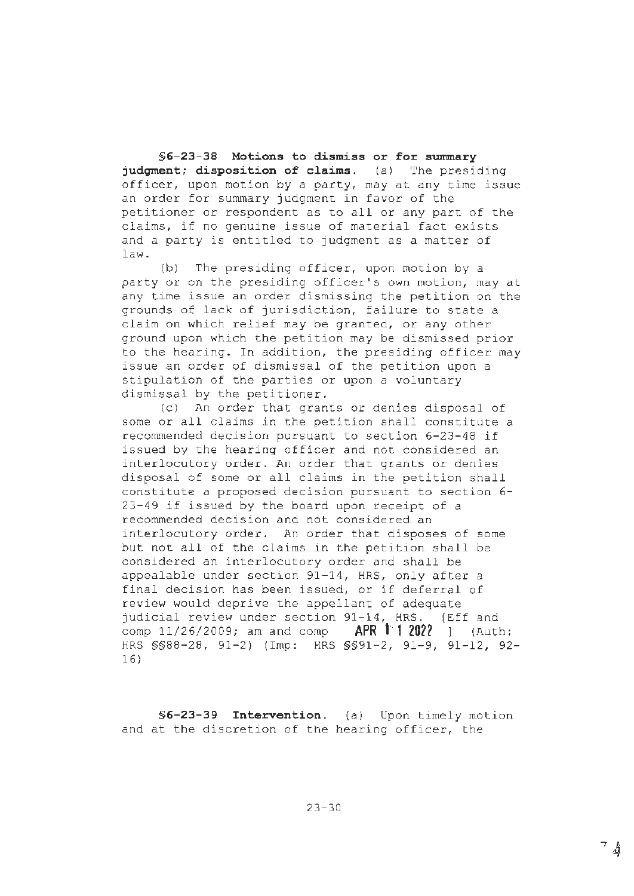**§6-23-38 Motions to dismiss or for summary judgment; disposition of claims.** (a) The presiding officer, upon motion by a party, may at any time issue an order for summary judgment in favor of the petitioner or respondent as to all or any part of the claims, if no genuine issue of material fact exists and a party is entitled to judgment as a matter of law.

(b) The presiding officer, upon motion by a party or on the presiding officer's own motion, may at any time issue an order dismissing the petition on the grounds of lack of jurisdiction, failure to state a claim on which relief may be granted, or any other ground upon which the petition may be dismissed prior to the hearing. In addition, the presiding officer may issue an order of dismissal of the petition upon a stipulation of the parties or upon a voluntary dismissal by the petitioner.

(c) An order that grants or denies disposal of some or all claims in the petition shall constitute a recommended decision pursuant to section 6-23-48 if issued by the hearing officer and not considered an interlocutory order. An order that grants or denies disposal of some or all claims in the petition shall constitute a proposed decision pursuant to section 6-23-49 if issued by the board upon receipt of a recommended decision and not considered an interlocutory order. An order that disposes of some but not all of the claims in the petition shall be considered an interlocutory order and shall be appealable under section 91-14, HRS, only after a final decision has been issued, or if deferral of review would deprive the appellant of adequate judicial review under section 91-14, HRS. [Eff and comp 11/26/2009; am and comp **APR 11 2022** ] (Auth: HRS §§88-28, 91-2) (Imp: HRS §§91-2, 91-9, 91-12, 92-16)

**§6-23-39 Intervention.** (a) Upon timely motion and at the discretion of the hearing officer, the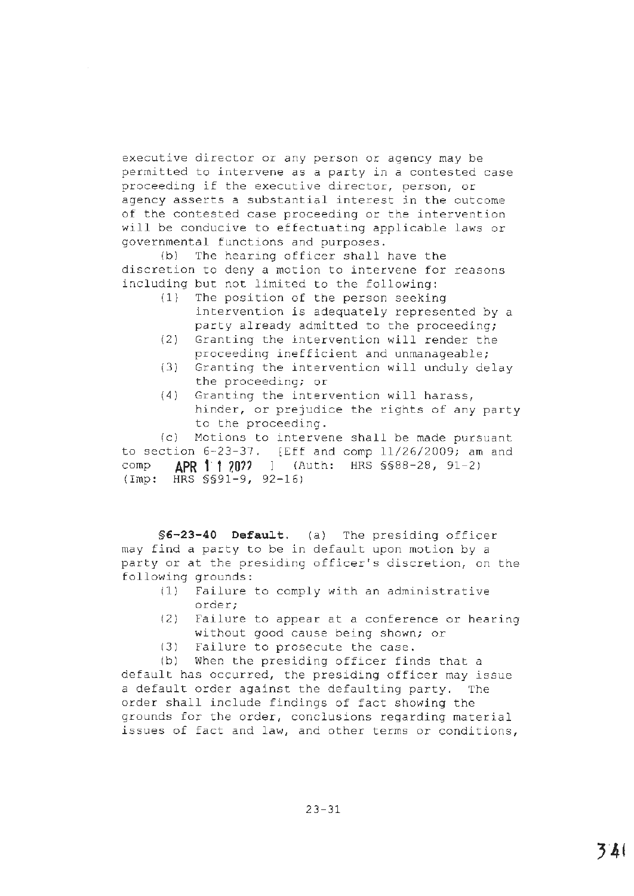executive director or any person or agency may be permitted to intervene as a party in a contested case proceeding if the executive director, person, or agency asserts a substantial interest in the outcome of the contested case proceeding or the intervention will be conducive to effectuating applicable laws or governmental functions and purposes.

(b) The hearing officer shall have the discretion to deny a motion to intervene for reasons including but not limited to the following:

(1) The position of the person seeking intervention is adequately represented by a party already admitted to the proceeding;
(2) Granting the intervention will render the proceeding inefficient and unmanageable;
(3) Granting the intervention will unduly delay the proceeding; or
(4) Granting the intervention will harass, hinder, or prejudice the rights of any party to the proceeding.

(c) Motions to intervene shall be made pursuant to section 6-23-37. [Eff and comp 11/26/2009; am and comp **APR 11 2022** ] (Auth: HRS §§88-28, 91-2) (Imp: HRS §§91-9, 92-16)

**§6-23-40 Default.** (a) The presiding officer may find a party to be in default upon motion by a party or at the presiding officer's discretion, on the following grounds:

(1) Failure to comply with an administrative order;
(2) Failure to appear at a conference or hearing without good cause being shown; or
(3) Failure to prosecute the case.

(b) When the presiding officer finds that a default has occurred, the presiding officer may issue a default order against the defaulting party. The order shall include findings of fact showing the grounds for the order, conclusions regarding material issues of fact and law, and other terms or conditions,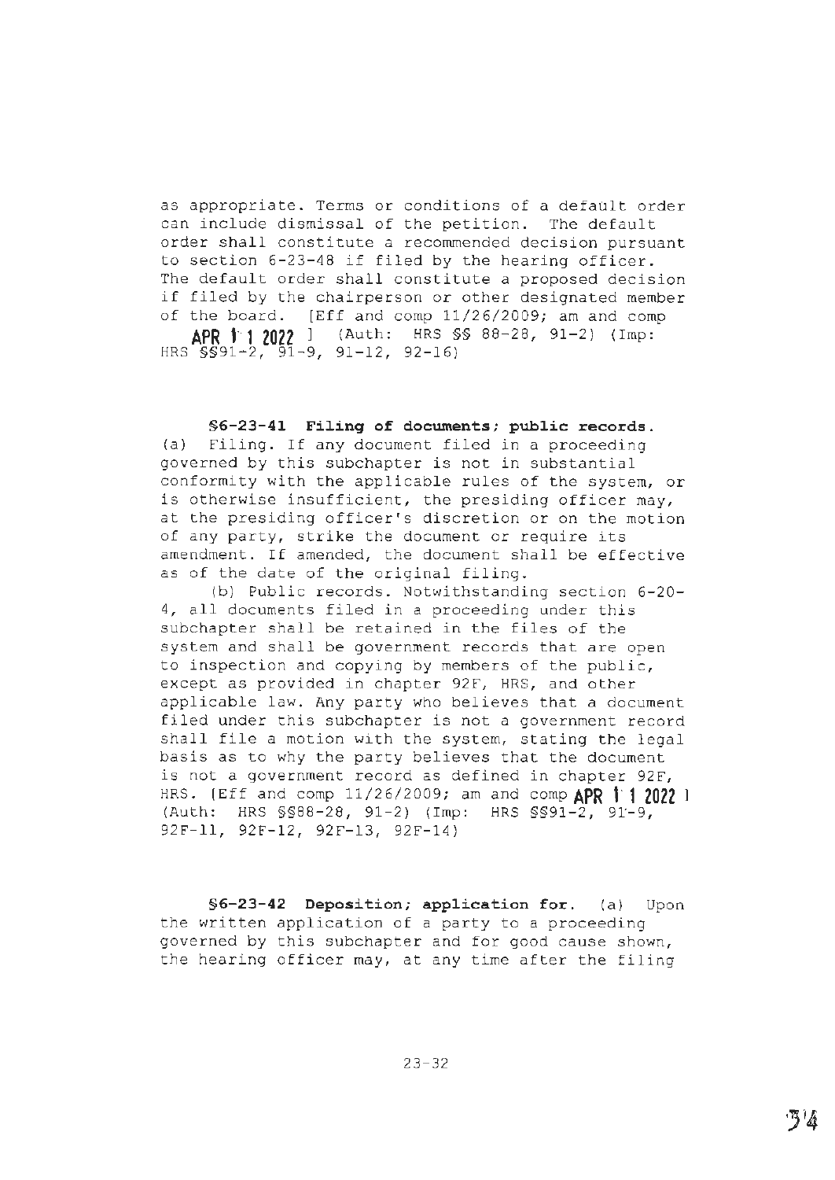as appropriate. Terms or conditions of a default order can include dismissal of the petition. The default order shall constitute a recommended decision pursuant to section 6-23-48 if filed by the hearing officer. The default order shall constitute a proposed decision if filed by the chairperson or other designated member of the board. [Eff and comp 11/26/2009; am and comp **APR 1 1 2022** ] (Auth: HRS §§ 88-28, 91-2) (Imp: HRS §§91-2, 91-9, 91-12, 92-16)

**§6-23-41 Filing of documents; public records.** (a) Filing. If any document filed in a proceeding governed by this subchapter is not in substantial conformity with the applicable rules of the system, or is otherwise insufficient, the presiding officer may, at the presiding officer's discretion or on the motion of any party, strike the document or require its amendment. If amended, the document shall be effective as of the date of the original filing.

(b) Public records. Notwithstanding section 6-20-4, all documents filed in a proceeding under this subchapter shall be retained in the files of the system and shall be government records that are open to inspection and copying by members of the public, except as provided in chapter 92F, HRS, and other applicable law. Any party who believes that a document filed under this subchapter is not a government record shall file a motion with the system, stating the legal basis as to why the party believes that the document is not a government record as defined in chapter 92F, HRS. [Eff and comp 11/26/2009; am and comp **APR 1 1 2022** ] (Auth: HRS §§88-28, 91-2) (Imp: HRS §§91-2, 91-9, 92F-11, 92F-12, 92F-13, 92F-14)

**§6-23-42 Deposition; application for.** (a) Upon the written application of a party to a proceeding governed by this subchapter and for good cause shown, the hearing officer may, at any time after the filing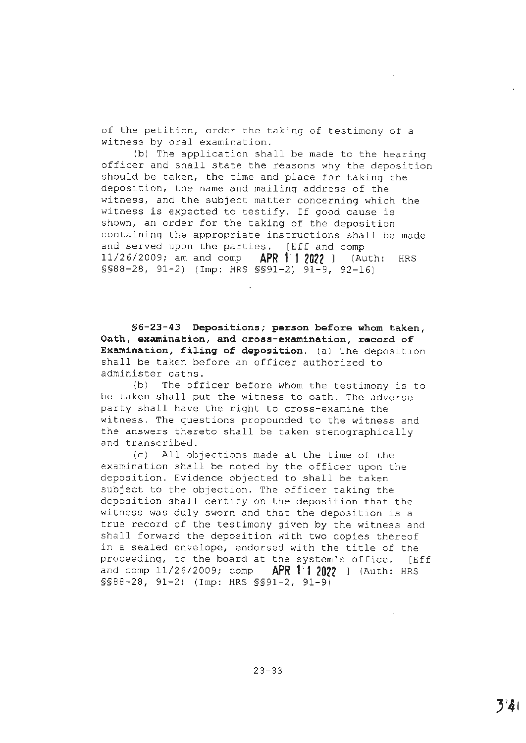of the petition, order the taking of testimony of a witness by oral examination.

(b) The application shall be made to the hearing officer and shall state the reasons why the deposition should be taken, the time and place for taking the deposition, the name and mailing address of the witness, and the subject matter concerning which the witness is expected to testify. If good cause is shown, an order for the taking of the deposition containing the appropriate instructions shall be made and served upon the parties. [Eff and comp 11/26/2009; am and comp **APR 11 2022** ] (Auth: HRS §§88-28, 91-2) (Imp: HRS §§91-2, 91-9, 92-16)

**§6-23-43 Depositions; person before whom taken, Oath, examination, and cross-examination, record of Examination, filing of deposition.** (a) The deposition shall be taken before an officer authorized to administer oaths.

(b) The officer before whom the testimony is to be taken shall put the witness to oath. The adverse party shall have the right to cross-examine the witness. The questions propounded to the witness and the answers thereto shall be taken stenographically and transcribed.

(c) All objections made at the time of the examination shall be noted by the officer upon the deposition. Evidence objected to shall be taken subject to the objection. The officer taking the deposition shall certify on the deposition that the witness was duly sworn and that the deposition is a true record of the testimony given by the witness and shall forward the deposition with two copies thereof in a sealed envelope, endorsed with the title of the proceeding, to the board at the system's office. [Eff and comp 11/26/2009; comp **APR 11 2022** ] (Auth: HRS §§88-28, 91-2) (Imp: HRS §§91-2, 91-9)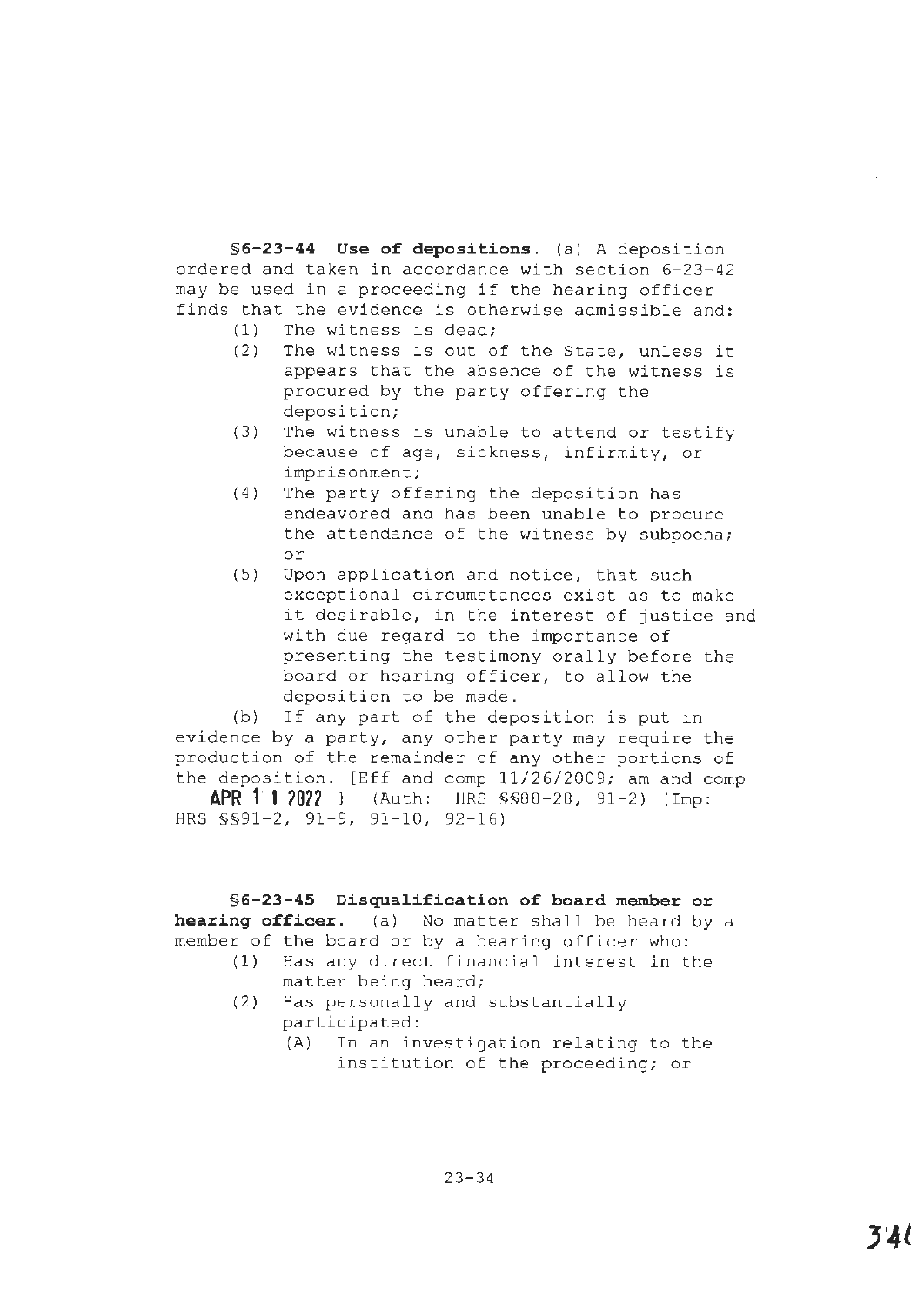**§6-23-44 Use of depositions.** (a) A deposition ordered and taken in accordance with section 6-23-42 may be used in a proceeding if the hearing officer finds that the evidence is otherwise admissible and:

(1) The witness is dead;

(2) The witness is out of the State, unless it appears that the absence of the witness is procured by the party offering the deposition;

(3) The witness is unable to attend or testify because of age, sickness, infirmity, or imprisonment;

(4) The party offering the deposition has endeavored and has been unable to procure the attendance of the witness by subpoena; or

(5) Upon application and notice, that such exceptional circumstances exist as to make it desirable, in the interest of justice and with due regard to the importance of presenting the testimony orally before the board or hearing officer, to allow the deposition to be made.

(b) If any part of the deposition is put in evidence by a party, any other party may require the production of the remainder of any other portions of the deposition. [Eff and comp 11/26/2009; am and comp **APR 11 2022** ] (Auth: HRS §§88-28, 91-2) (Imp: HRS §§91-2, 91-9, 91-10, 92-16)

**§6-23-45 Disqualification of board member or hearing officer.** (a) No matter shall be heard by a member of the board or by a hearing officer who:

(1) Has any direct financial interest in the matter being heard;

(2) Has personally and substantially participated:

(A) In an investigation relating to the institution of the proceeding; or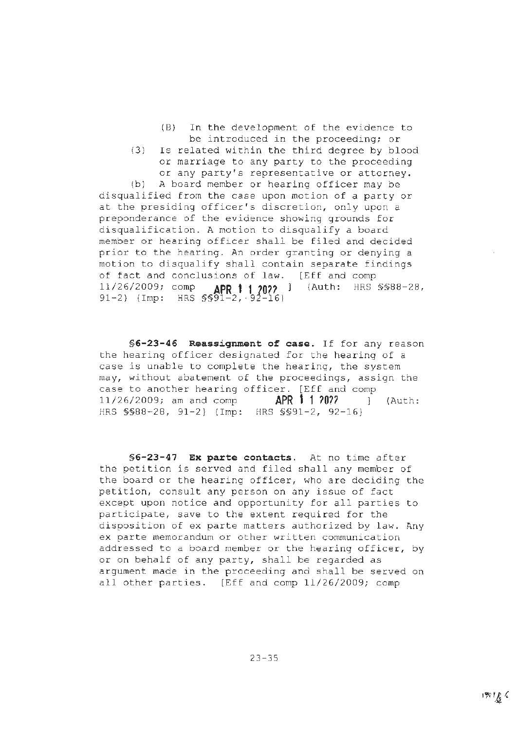(B) In the development of the evidence to be introduced in the proceeding; or

(3) Is related within the third degree by blood or marriage to any party to the proceeding or any party's representative or attorney.

(b) A board member or hearing officer may be disqualified from the case upon motion of a party or at the presiding officer's discretion, only upon a preponderance of the evidence showing grounds for disqualification. A motion to disqualify a board member or hearing officer shall be filed and decided prior to the hearing. An order granting or denying a motion to disqualify shall contain separate findings of fact and conclusions of law. [Eff and comp 11/26/2009; comp **APR 1 1 2022** ] (Auth: HRS §§88-28, 91-2) (Imp: HRS §§91-2, 92-16)

**§6-23-46 Reassignment of case.** If for any reason the hearing officer designated for the hearing of a case is unable to complete the hearing, the system may, without abatement of the proceedings, assign the case to another hearing officer. [Eff and comp 11/26/2009; am and comp **APR 1 1 2022** ] (Auth: HRS §§88-28, 91-2) (Imp: HRS §§91-2, 92-16)

**§6-23-47 Ex parte contacts.** At no time after the petition is served and filed shall any member of the board or the hearing officer, who are deciding the petition, consult any person on any issue of fact except upon notice and opportunity for all parties to participate, save to the extent required for the disposition of ex parte matters authorized by law. Any ex parte memorandum or other written communication addressed to a board member or the hearing officer, by or on behalf of any party, shall be regarded as argument made in the proceeding and shall be served on all other parties. [Eff and comp 11/26/2009; comp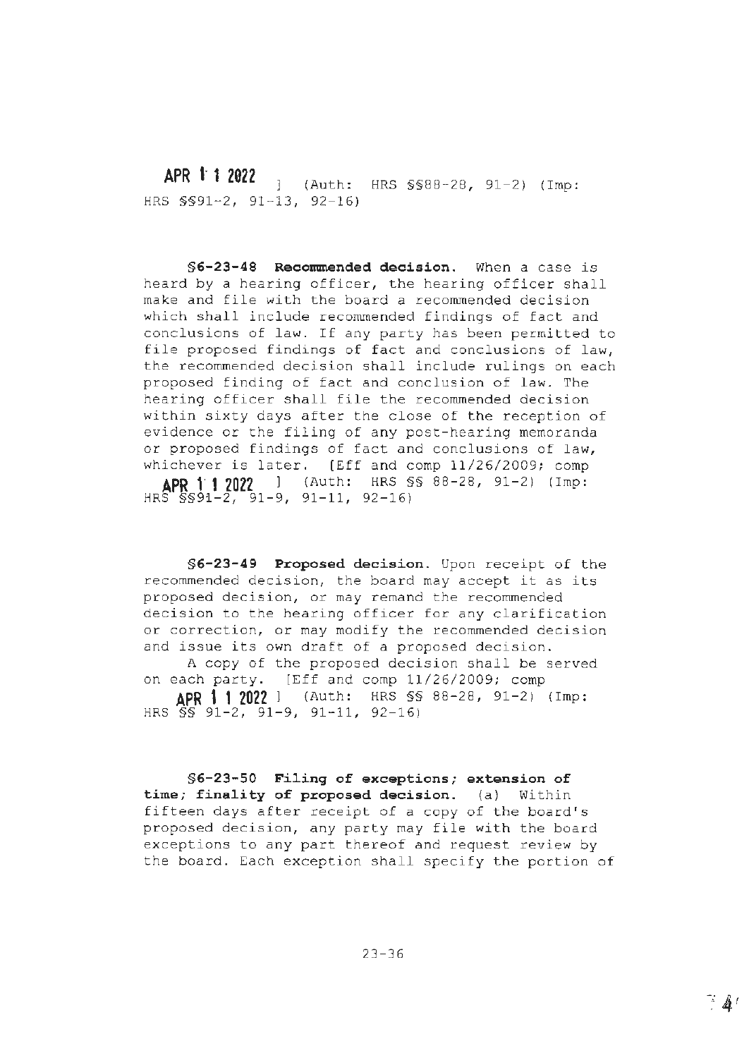APR 1 1 2022 ] (Auth: HRS §§88-28, 91-2) (Imp: HRS §§91-2, 91-13, 92-16)

**§6-23-48 Recommended decision.** When a case is heard by a hearing officer, the hearing officer shall make and file with the board a recommended decision which shall include recommended findings of fact and conclusions of law. If any party has been permitted to file proposed findings of fact and conclusions of law, the recommended decision shall include rulings on each proposed finding of fact and conclusion of law. The hearing officer shall file the recommended decision within sixty days after the close of the reception of evidence or the filing of any post-hearing memoranda or proposed findings of fact and conclusions of law, whichever is later. [Eff and comp 11/26/2009; comp APR 1 1 2022 ] (Auth: HRS §§ 88-28, 91-2) (Imp: HRS §§91-2, 91-9, 91-11, 92-16)

**§6-23-49 Proposed decision.** Upon receipt of the recommended decision, the board may accept it as its proposed decision, or may remand the recommended decision to the hearing officer for any clarification or correction, or may modify the recommended decision and issue its own draft of a proposed decision.

A copy of the proposed decision shall be served on each party. [Eff and comp 11/26/2009; comp APR 1 1 2022 ] (Auth: HRS §§ 88-28, 91-2) (Imp: HRS §§ 91-2, 91-9, 91-11, 92-16)

**§6-23-50 Filing of exceptions; extension of time; finality of proposed decision.** (a) Within fifteen days after receipt of a copy of the board's proposed decision, any party may file with the board exceptions to any part thereof and request review by the board. Each exception shall specify the portion of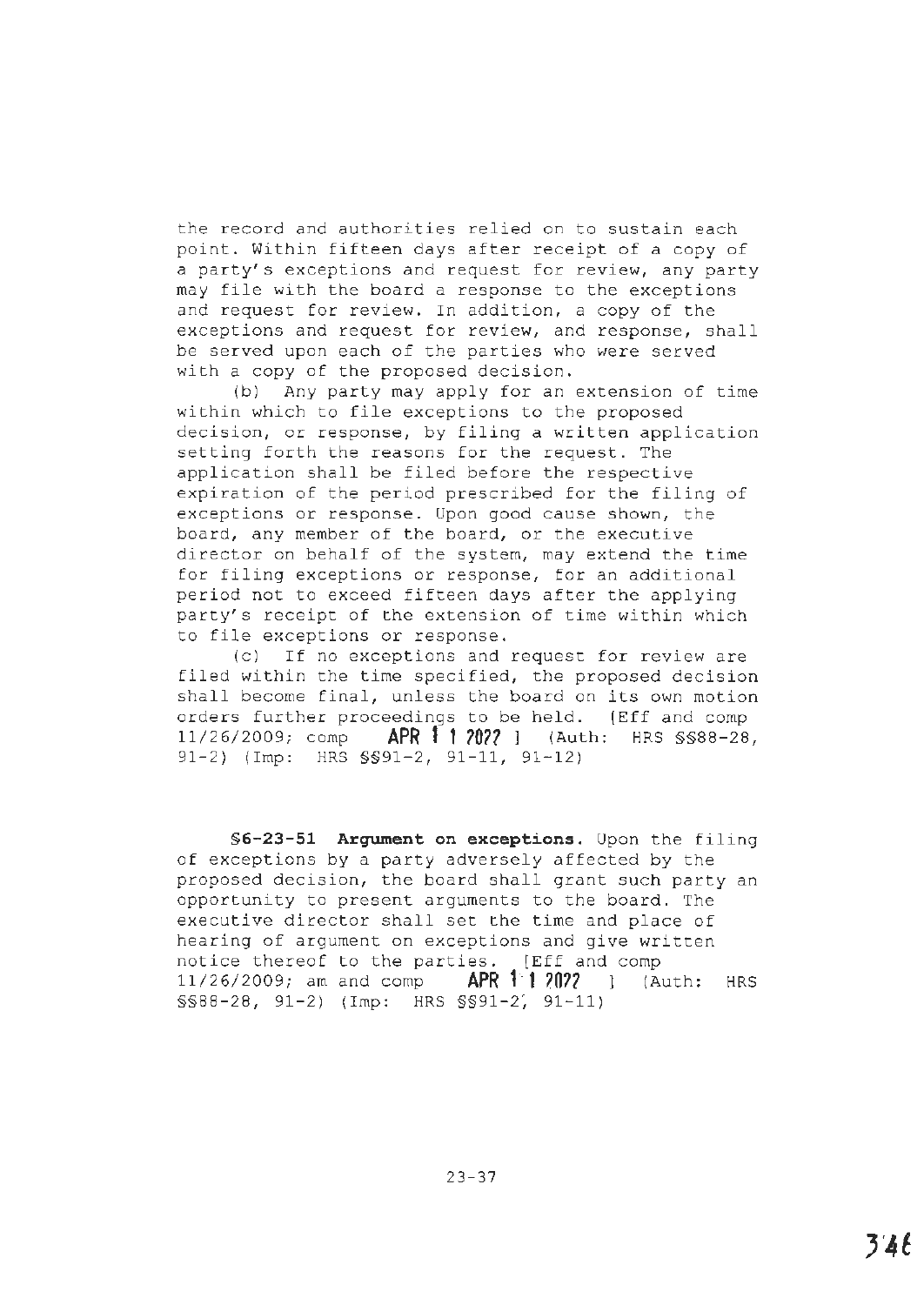the record and authorities relied on to sustain each point. Within fifteen days after receipt of a copy of a party's exceptions and request for review, any party may file with the board a response to the exceptions and request for review. In addition, a copy of the exceptions and request for review, and response, shall be served upon each of the parties who were served with a copy of the proposed decision.

(b) Any party may apply for an extension of time within which to file exceptions to the proposed decision, or response, by filing a written application setting forth the reasons for the request. The application shall be filed before the respective expiration of the period prescribed for the filing of exceptions or response. Upon good cause shown, the board, any member of the board, or the executive director on behalf of the system, may extend the time for filing exceptions or response, for an additional period not to exceed fifteen days after the applying party's receipt of the extension of time within which to file exceptions or response.

(c) If no exceptions and request for review are filed within the time specified, the proposed decision shall become final, unless the board on its own motion orders further proceedings to be held. [Eff and comp 11/26/2009; comp **APR 11 2022** ] (Auth: HRS §§88-28, 91-2) (Imp: HRS §§91-2, 91-11, 91-12)

**§6-23-51 Argument on exceptions.** Upon the filing of exceptions by a party adversely affected by the proposed decision, the board shall grant such party an opportunity to present arguments to the board. The executive director shall set the time and place of hearing of argument on exceptions and give written notice thereof to the parties. [Eff and comp 11/26/2009; am and comp **APR 11 2022** ] (Auth: HRS §§88-28, 91-2) (Imp: HRS §§91-2, 91-11)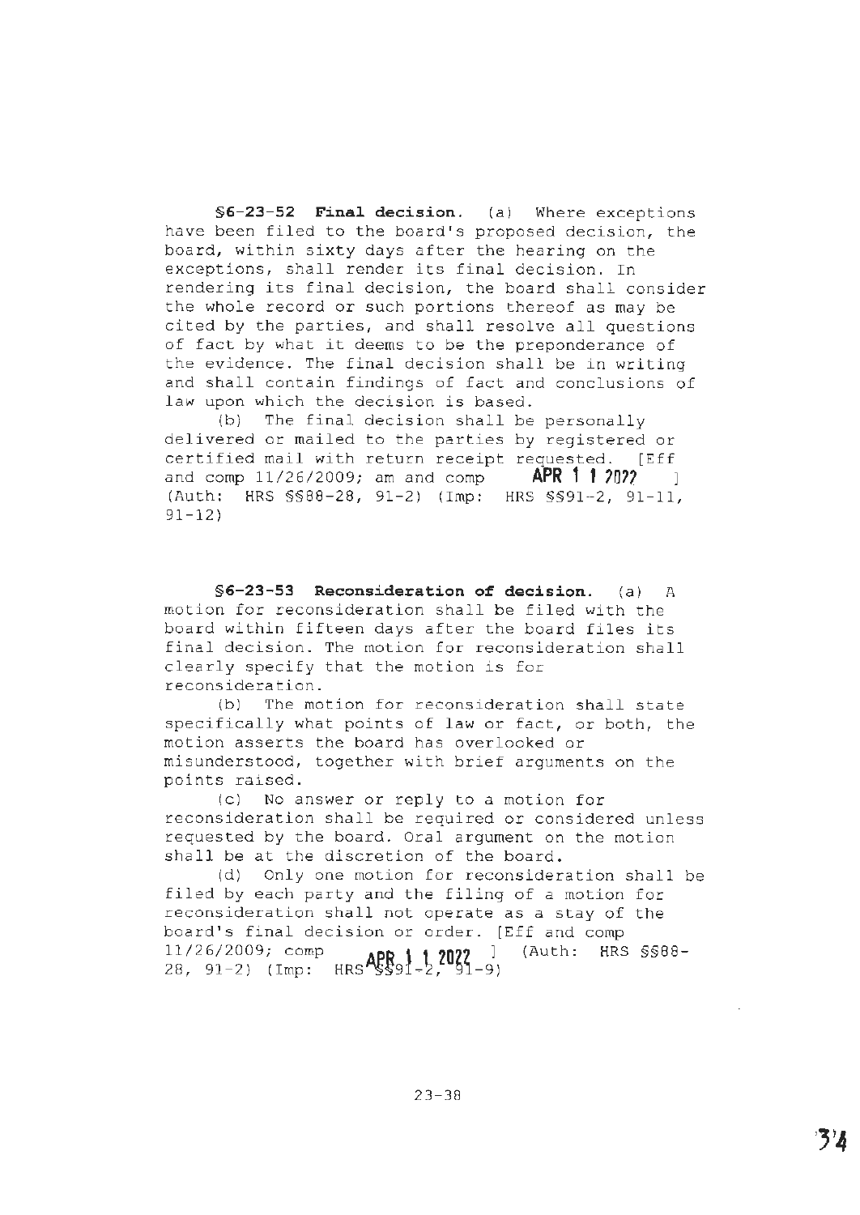**§6-23-52 Final decision.** (a) Where exceptions have been filed to the board's proposed decision, the board, within sixty days after the hearing on the exceptions, shall render its final decision. In rendering its final decision, the board shall consider the whole record or such portions thereof as may be cited by the parties, and shall resolve all questions of fact by what it deems to be the preponderance of the evidence. The final decision shall be in writing and shall contain findings of fact and conclusions of law upon which the decision is based.

(b) The final decision shall be personally delivered or mailed to the parties by registered or certified mail with return receipt requested. [Eff and comp 11/26/2009; am and comp **APR 1 1 2022** ] (Auth: HRS §§88-28, 91-2) (Imp: HRS §§91-2, 91-11, 91-12)

**§6-23-53 Reconsideration of decision.** (a) A motion for reconsideration shall be filed with the board within fifteen days after the board files its final decision. The motion for reconsideration shall clearly specify that the motion is for reconsideration.

(b) The motion for reconsideration shall state specifically what points of law or fact, or both, the motion asserts the board has overlooked or misunderstood, together with brief arguments on the points raised.

(c) No answer or reply to a motion for reconsideration shall be required or considered unless requested by the board. Oral argument on the motion shall be at the discretion of the board.

(d) Only one motion for reconsideration shall be filed by each party and the filing of a motion for reconsideration shall not operate as a stay of the board's final decision or order. [Eff and comp 11/26/2009; comp **APR 1 1 2022** ] (Auth: HRS §§88-28, 91-2) (Imp: HRS §§91-2, 91-9)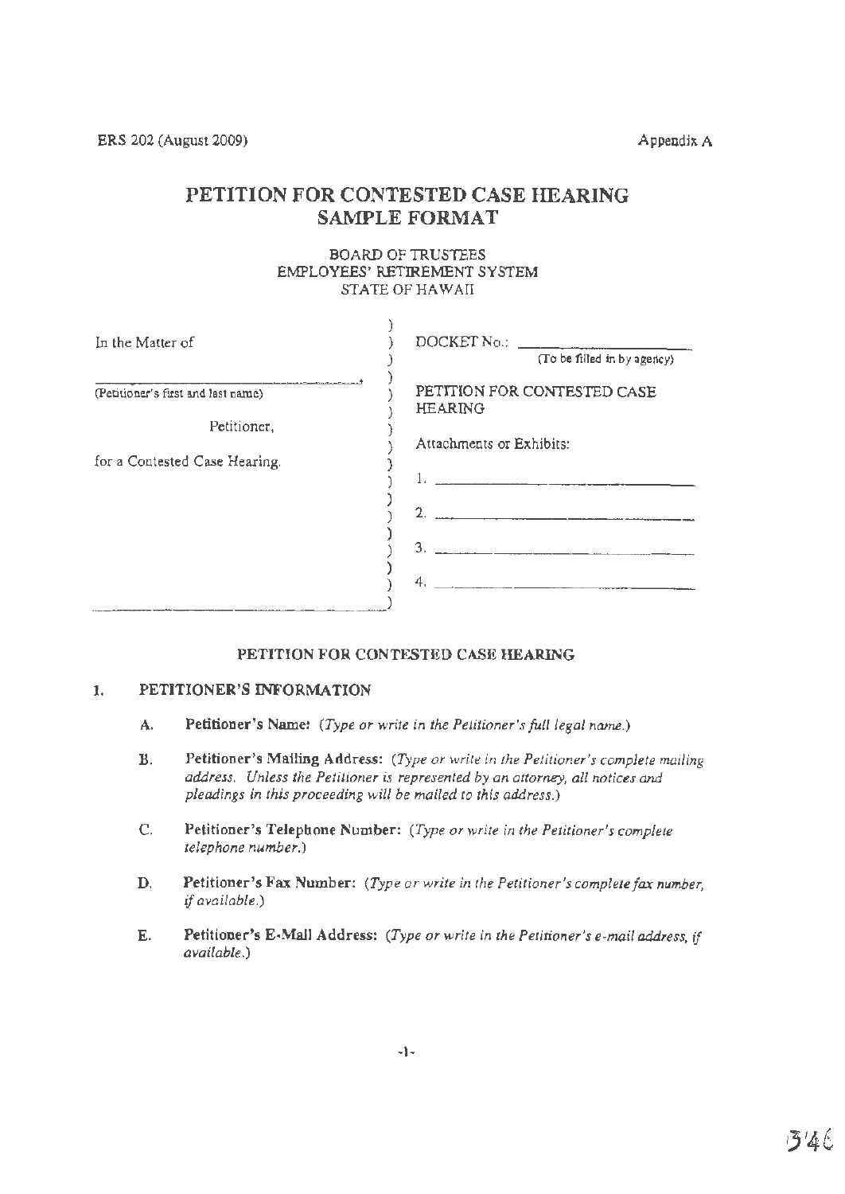ERS 202 (August 2009) Appendix A

# PETITION FOR CONTESTED CASE HEARING SAMPLE FORMAT

BOARD OF TRUSTEES
EMPLOYEES' RETIREMENT SYSTEM
STATE OF HAWAII

| | |
|---|---|
| In the Matter of | DOCKET No.: ____________ (To be filled in by agency) |
| ______________________________, (Petitioner's first and last name) | PETITION FOR CONTESTED CASE HEARING |
| Petitioner, | Attachments or Exhibits: |
| for a Contested Case Hearing. | 1. ______________________ |
| | 2. ______________________ |
| | 3. ______________________ |
| | 4. ______________________ |

## PETITION FOR CONTESTED CASE HEARING

### 1. PETITIONER'S INFORMATION

A. **Petitioner's Name:** *(Type or write in the Petitioner's full legal name.)*

B. **Petitioner's Mailing Address:** *(Type or write in the Petitioner's complete mailing address. Unless the Petitioner is represented by an attorney, all notices and pleadings in this proceeding will be mailed to this address.)*

C. **Petitioner's Telephone Number:** *(Type or write in the Petitioner's complete telephone number.)*

D. **Petitioner's Fax Number:** *(Type or write in the Petitioner's complete fax number, if available.)*

E. **Petitioner's E-Mail Address:** *(Type or write in the Petitioner's e-mail address, if available.)*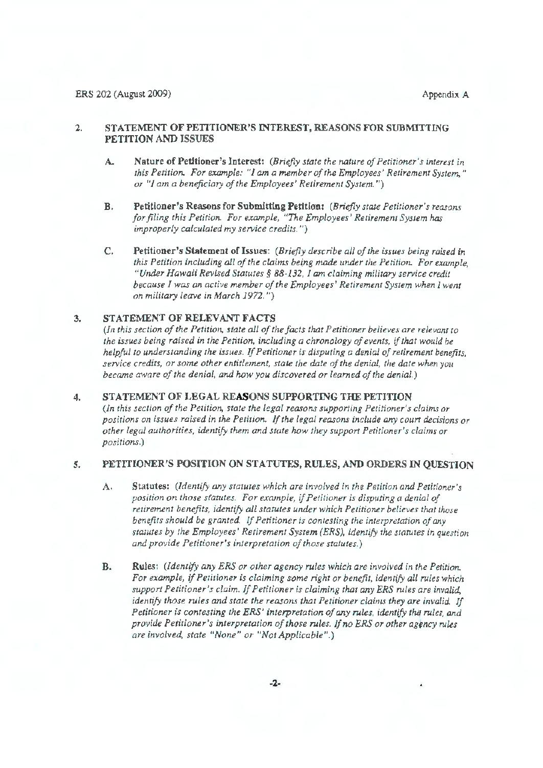## 2. STATEMENT OF PETITIONER'S INTEREST, REASONS FOR SUBMITTING PETITION AND ISSUES

**A. Nature of Petitioner's Interest:** *(Briefly state the nature of Petitioner's interest in this Petition. For example: "I am a member of the Employees' Retirement System," or "I am a beneficiary of the Employees' Retirement System.")*

**B. Petitioner's Reasons for Submitting Petition:** *(Briefly state Petitioner's reasons for filing this Petition. For example, "The Employees' Retirement System has improperly calculated my service credits.")*

**C. Petitioner's Statement of Issues:** *(Briefly describe all of the issues being raised in this Petition including all of the claims being made under the Petition. For example, "Under Hawaii Revised Statutes § 88-132, I am claiming military service credit because I was an active member of the Employees' Retirement System when I went on military leave in March 1972.")*

## 3. STATEMENT OF RELEVANT FACTS

*(In this section of the Petition, state all of the facts that Petitioner believes are relevant to the issues being raised in the Petition, including a chronology of events, if that would be helpful to understanding the issues. If Petitioner is disputing a denial of retirement benefits, service credits, or some other entitlement, state the date of the denial, the date when you became aware of the denial, and how you discovered or learned of the denial.)*

## 4. STATEMENT OF LEGAL REASONS SUPPORTING THE PETITION

*(In this section of the Petition, state the legal reasons supporting Petitioner's claims or positions on issues raised in the Petition. If the legal reasons include any court decisions or other legal authorities, identify them and state how they support Petitioner's claims or positions.)*

## 5. PETITIONER'S POSITION ON STATUTES, RULES, AND ORDERS IN QUESTION

**A. Statutes:** *(Identify any statutes which are involved in the Petition and Petitioner's position on those statutes. For example, if Petitioner is disputing a denial of retirement benefits, identify all statutes under which Petitioner believes that those benefits should be granted. If Petitioner is contesting the interpretation of any statutes by the Employees' Retirement System (ERS), identify the statutes in question and provide Petitioner's interpretation of those statutes.)*

**B. Rules:** *(Identify any ERS or other agency rules which are involved in the Petition. For example, if Petitioner is claiming some right or benefit, identify all rules which support Petitioner's claim. If Petitioner is claiming that any ERS rules are invalid, identify those rules and state the reasons that Petitioner claims they are invalid. If Petitioner is contesting the ERS' interpretation of any rules, identify the rules, and provide Petitioner's interpretation of those rules. If no ERS or other agency rules are involved, state "None" or "Not Applicable".)*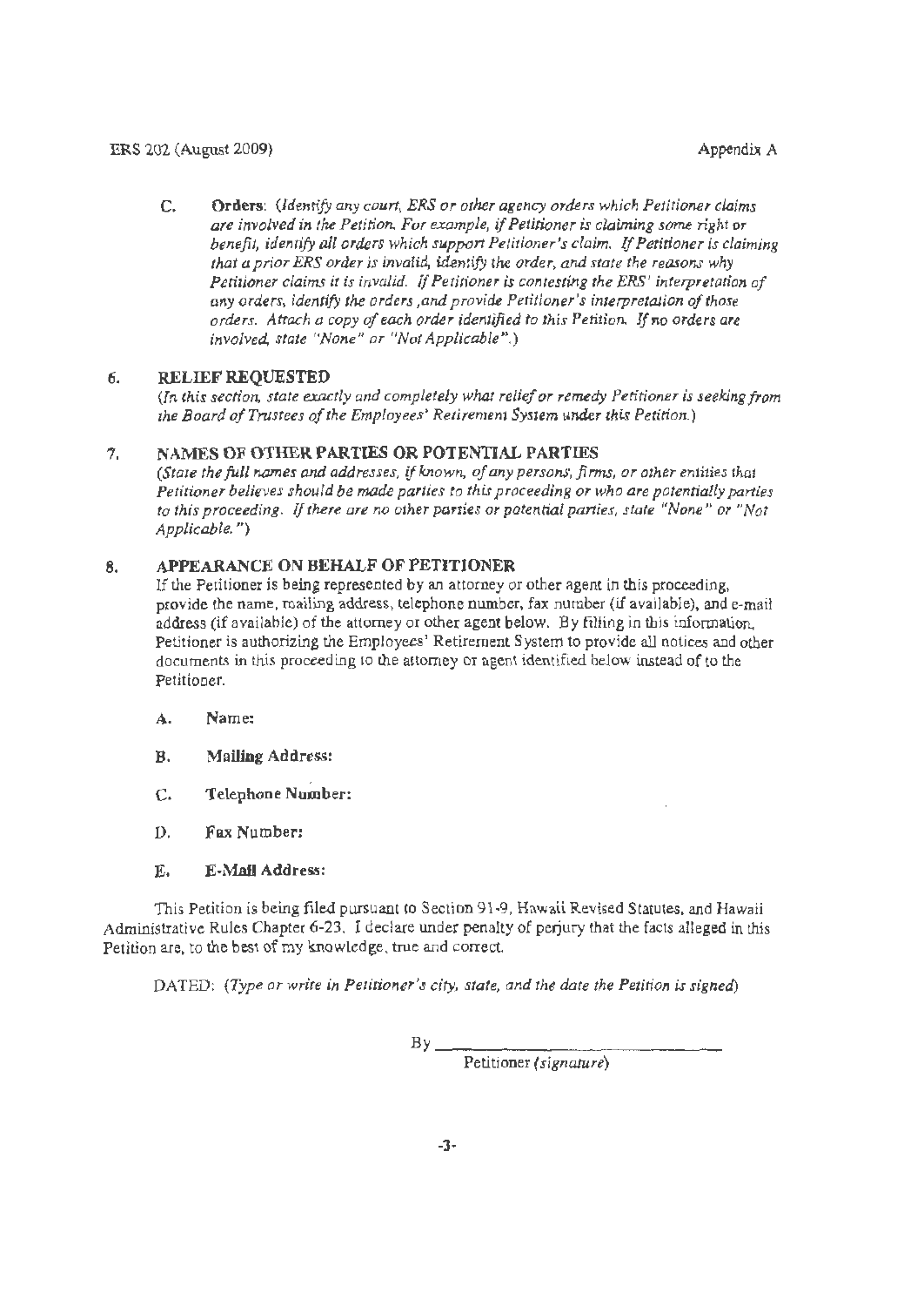C. **Orders**: *(Identify any court, ERS or other agency orders which Petitioner claims are involved in the Petition. For example, if Petitioner is claiming some right or benefit, identify all orders which support Petitioner's claim. If Petitioner is claiming that a prior ERS order is invalid, identify the order, and state the reasons why Petitioner claims it is invalid. If Petitioner is contesting the ERS' interpretation of any orders, identify the orders ,and provide Petitioner's interpretation of those orders. Attach a copy of each order identified to this Petition. If no orders are involved, state "None" or "Not Applicable".)*

## 6. RELIEF REQUESTED

*(In this section, state exactly and completely what relief or remedy Petitioner is seeking from the Board of Trustees of the Employees' Retirement System under this Petition.)*

## 7. NAMES OF OTHER PARTIES OR POTENTIAL PARTIES

*(State the full names and addresses, if known, of any persons, firms, or other entities that Petitioner believes should be made parties to this proceeding or who are potentially parties to this proceeding. If there are no other parties or potential parties, state "None" or "Not Applicable.")*

## 8. APPEARANCE ON BEHALF OF PETITIONER

If the Petitioner is being represented by an attorney or other agent in this proceeding, provide the name, mailing address, telephone number, fax number (if available), and e-mail address (if available) of the attorney or other agent below. By filling in this information, Petitioner is authorizing the Employees' Retirement System to provide all notices and other documents in this proceeding to the attorney or agent identified below instead of to the Petitioner.

A. **Name:**

B. **Mailing Address:**

C. **Telephone Number:**

D. **Fax Number:**

E. **E-Mail Address:**

This Petition is being filed pursuant to Section 91-9, Hawaii Revised Statutes, and Hawaii Administrative Rules Chapter 6-23. I declare under penalty of perjury that the facts alleged in this Petition are, to the best of my knowledge, true and correct.

DATED: *(Type or write in Petitioner's city, state, and the date the Petition is signed)*

By ______________________________

Petitioner *(signature)*